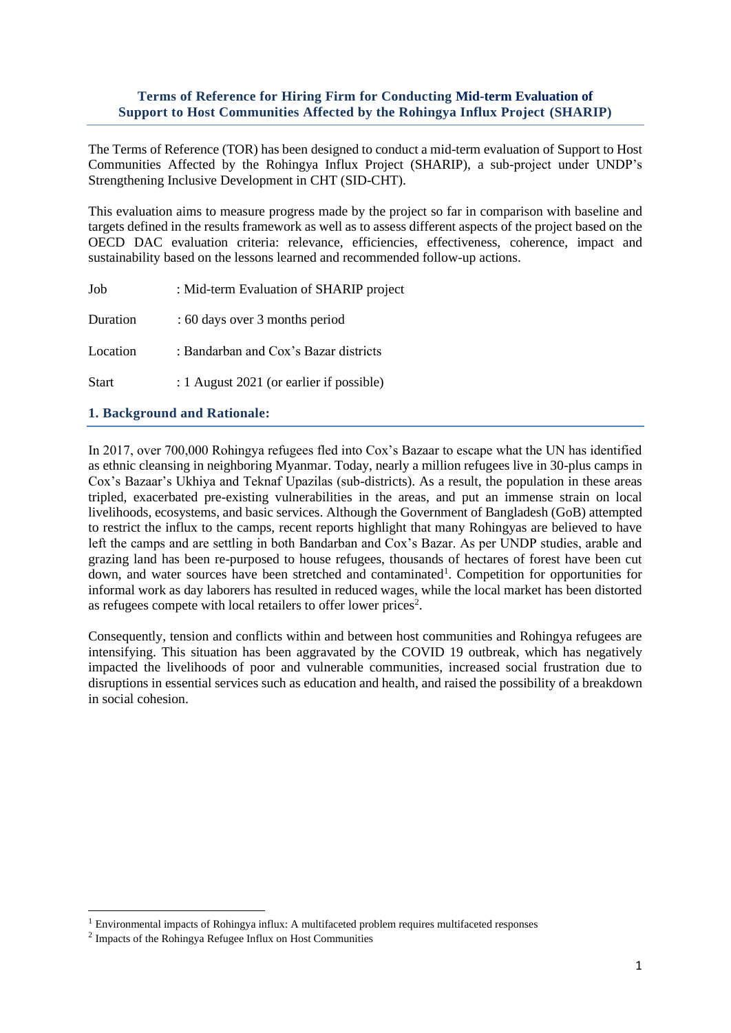# Terms of Reference for Hiring Firm for Conducting Mid-term Evaluation of Support to Host Communities Affected by the Rohingya Influx Project (SHARIP)

The Terms of Reference (TOR) has been designed to conduct a mid-term evaluation of Support to Host Communities Affected by the Rohingya Influx Project (SHARIP), a sub-project under UNDP's Strengthening Inclusive Development in CHT (SID-CHT).

This evaluation aims to measure progress made by the project so far in comparison with baseline and targets defined in the results framework as well as to assess different aspects of the project based on the OECD DAC evaluation criteria: relevance, efficiencies, effectiveness, coherence, impact and sustainability based on the lessons learned and recommended follow-up actions.

Job : Mid-term Evaluation of SHARIP project

Duration : 60 days over 3 months period

Location : Bandarban and Cox's Bazar districts

Start : 1 August 2021 (or earlier if possible)

## 1. Background and Rationale:

In 2017, over 700,000 Rohingya refugees fled into Cox's Bazaar to escape what the UN has identified as ethnic cleansing in neighboring Myanmar. Today, nearly a million refugees live in 30-plus camps in Cox's Bazaar's Ukhiya and Teknaf Upazilas (sub-districts). As a result, the population in these areas tripled, exacerbated pre-existing vulnerabilities in the areas, and put an immense strain on local livelihoods, ecosystems, and basic services. Although the Government of Bangladesh (GoB) attempted to restrict the influx to the camps, recent reports highlight that many Rohingyas are believed to have left the camps and are settling in both Bandarban and Cox's Bazar. As per UNDP studies, arable and grazing land has been re-purposed to house refugees, thousands of hectares of forest have been cut down, and water sources have been stretched and contaminated[1]. Competition for opportunities for informal work as day laborers has resulted in reduced wages, while the local market has been distorted as refugees compete with local retailers to offer lower prices[2].

Consequently, tension and conflicts within and between host communities and Rohingya refugees are intensifying. This situation has been aggravated by the COVID 19 outbreak, which has negatively impacted the livelihoods of poor and vulnerable communities, increased social frustration due to disruptions in essential services such as education and health, and raised the possibility of a breakdown in social cohesion.

[1] Environmental impacts of Rohingya influx: A multifaceted problem requires multifaceted responses

[2] Impacts of the Rohingya Refugee Influx on Host Communities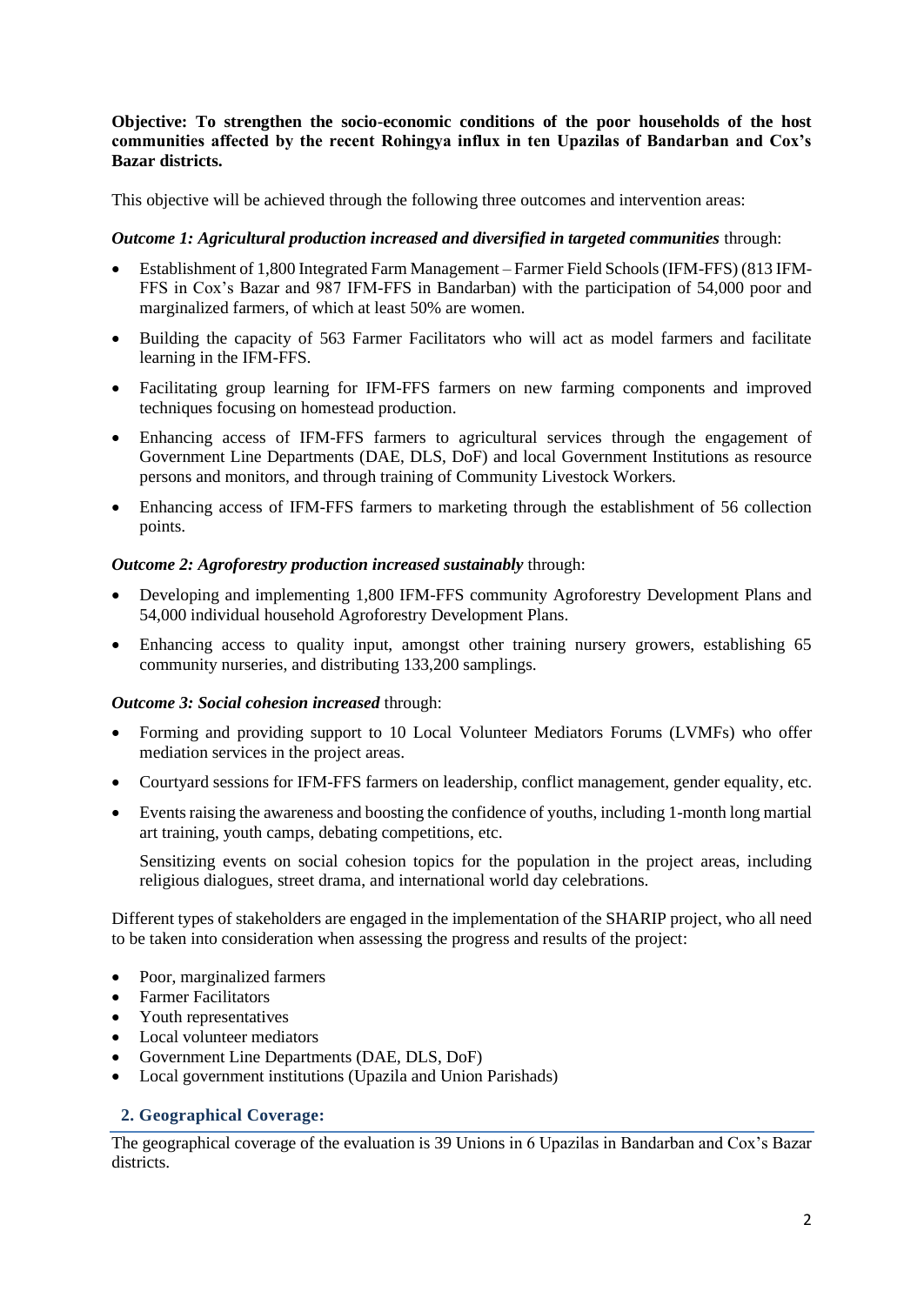**Objective: To strengthen the socio-economic conditions of the poor households of the host communities affected by the recent Rohingya influx in ten Upazilas of Bandarban and Cox's Bazar districts.**

This objective will be achieved through the following three outcomes and intervention areas:

***Outcome 1: Agricultural production increased and diversified in targeted communities*** through:

- Establishment of 1,800 Integrated Farm Management – Farmer Field Schools (IFM-FFS) (813 IFM-FFS in Cox's Bazar and 987 IFM-FFS in Bandarban) with the participation of 54,000 poor and marginalized farmers, of which at least 50% are women.
- Building the capacity of 563 Farmer Facilitators who will act as model farmers and facilitate learning in the IFM-FFS.
- Facilitating group learning for IFM-FFS farmers on new farming components and improved techniques focusing on homestead production.
- Enhancing access of IFM-FFS farmers to agricultural services through the engagement of Government Line Departments (DAE, DLS, DoF) and local Government Institutions as resource persons and monitors, and through training of Community Livestock Workers.
- Enhancing access of IFM-FFS farmers to marketing through the establishment of 56 collection points.

***Outcome 2: Agroforestry production increased sustainably*** through:

- Developing and implementing 1,800 IFM-FFS community Agroforestry Development Plans and 54,000 individual household Agroforestry Development Plans.
- Enhancing access to quality input, amongst other training nursery growers, establishing 65 community nurseries, and distributing 133,200 samplings.

***Outcome 3: Social cohesion increased*** through:

- Forming and providing support to 10 Local Volunteer Mediators Forums (LVMFs) who offer mediation services in the project areas.
- Courtyard sessions for IFM-FFS farmers on leadership, conflict management, gender equality, etc.
- Events raising the awareness and boosting the confidence of youths, including 1-month long martial art training, youth camps, debating competitions, etc.

  Sensitizing events on social cohesion topics for the population in the project areas, including religious dialogues, street drama, and international world day celebrations.

Different types of stakeholders are engaged in the implementation of the SHARIP project, who all need to be taken into consideration when assessing the progress and results of the project:

- Poor, marginalized farmers
- Farmer Facilitators
- Youth representatives
- Local volunteer mediators
- Government Line Departments (DAE, DLS, DoF)
- Local government institutions (Upazila and Union Parishads)

## 2. Geographical Coverage:

The geographical coverage of the evaluation is 39 Unions in 6 Upazilas in Bandarban and Cox's Bazar districts.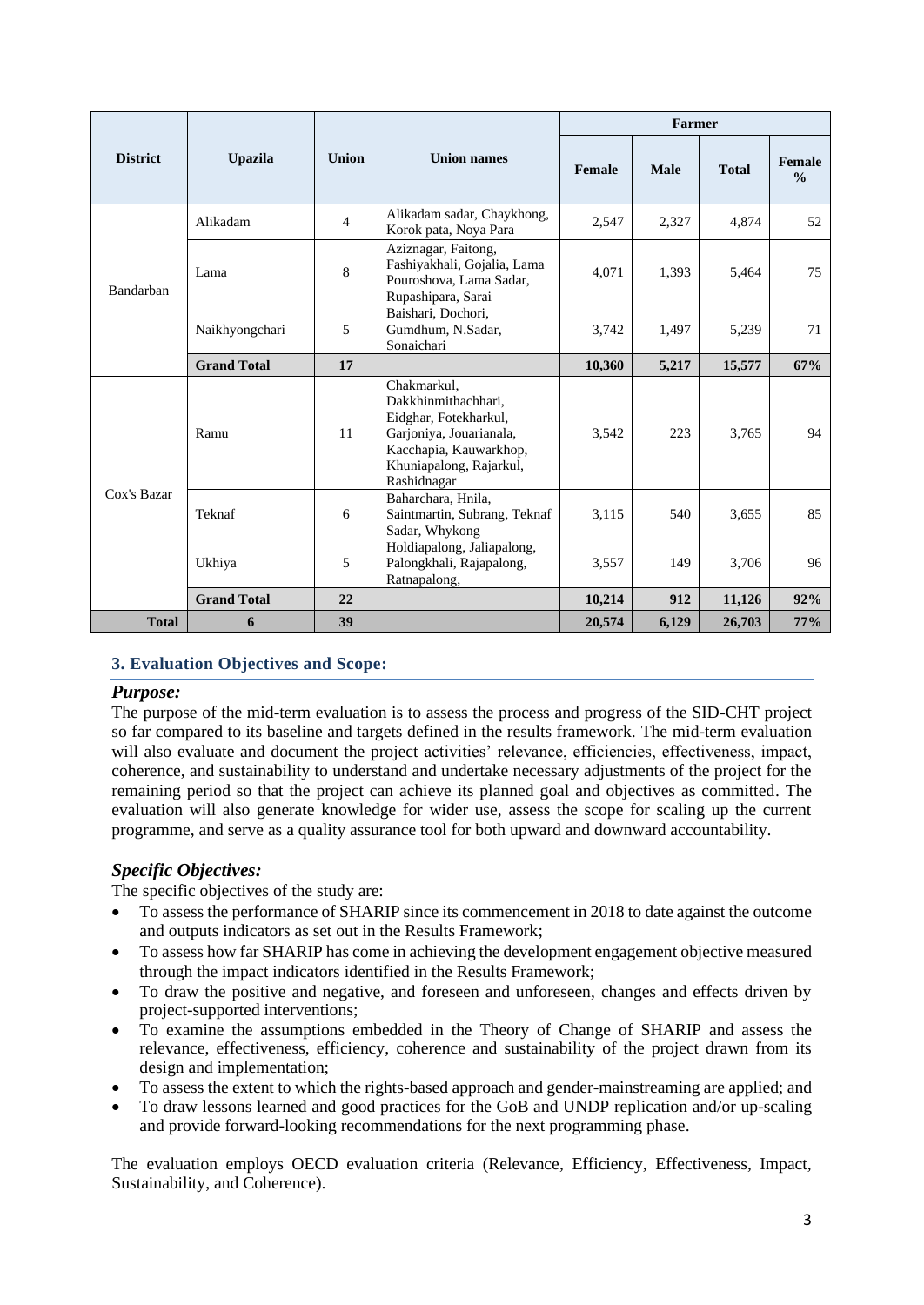| District | Upazila | Union | Union names | Farmer | | | |
|---|---|---|---|---|---|---|---|
| | | | | Female | Male | Total | Female % |
| Bandarban | Alikadam | 4 | Alikadam sadar, Chaykhong, Korok pata, Noya Para | 2,547 | 2,327 | 4,874 | 52 |
| | Lama | 8 | Aziznagar, Faitong, Fashiyakhali, Gojalia, Lama Pouroshova, Lama Sadar, Rupashipara, Sarai | 4,071 | 1,393 | 5,464 | 75 |
| | Naikhyongchari | 5 | Baishari, Dochori, Gumdhum, N.Sadar, Sonaichari | 3,742 | 1,497 | 5,239 | 71 |
| | **Grand Total** | **17** | | **10,360** | **5,217** | **15,577** | **67%** |
| Cox's Bazar | Ramu | 11 | Chakmarkul, Dakkhinmithachhari, Eidghar, Fotekharkul, Garjoniya, Jouarianala, Kacchapia, Kauwarkhop, Khuniapalong, Rajarkul, Rashidnagar | 3,542 | 223 | 3,765 | 94 |
| | Teknaf | 6 | Baharchara, Hnila, Saintmartin, Subrang, Teknaf Sadar, Whykong | 3,115 | 540 | 3,655 | 85 |
| | Ukhiya | 5 | Holdiapalong, Jaliapalong, Palongkhali, Rajapalong, Ratnapalong, | 3,557 | 149 | 3,706 | 96 |
| | **Grand Total** | **22** | | **10,214** | **912** | **11,126** | **92%** |
| **Total** | **6** | **39** | | **20,574** | **6,129** | **26,703** | **77%** |

## 3. Evaluation Objectives and Scope:

### *Purpose:*

The purpose of the mid-term evaluation is to assess the process and progress of the SID-CHT project so far compared to its baseline and targets defined in the results framework. The mid-term evaluation will also evaluate and document the project activities' relevance, efficiencies, effectiveness, impact, coherence, and sustainability to understand and undertake necessary adjustments of the project for the remaining period so that the project can achieve its planned goal and objectives as committed. The evaluation will also generate knowledge for wider use, assess the scope for scaling up the current programme, and serve as a quality assurance tool for both upward and downward accountability.

### *Specific Objectives:*

The specific objectives of the study are:

- To assess the performance of SHARIP since its commencement in 2018 to date against the outcome and outputs indicators as set out in the Results Framework;
- To assess how far SHARIP has come in achieving the development engagement objective measured through the impact indicators identified in the Results Framework;
- To draw the positive and negative, and foreseen and unforeseen, changes and effects driven by project-supported interventions;
- To examine the assumptions embedded in the Theory of Change of SHARIP and assess the relevance, effectiveness, efficiency, coherence and sustainability of the project drawn from its design and implementation;
- To assess the extent to which the rights-based approach and gender-mainstreaming are applied; and
- To draw lessons learned and good practices for the GoB and UNDP replication and/or up-scaling and provide forward-looking recommendations for the next programming phase.

The evaluation employs OECD evaluation criteria (Relevance, Efficiency, Effectiveness, Impact, Sustainability, and Coherence).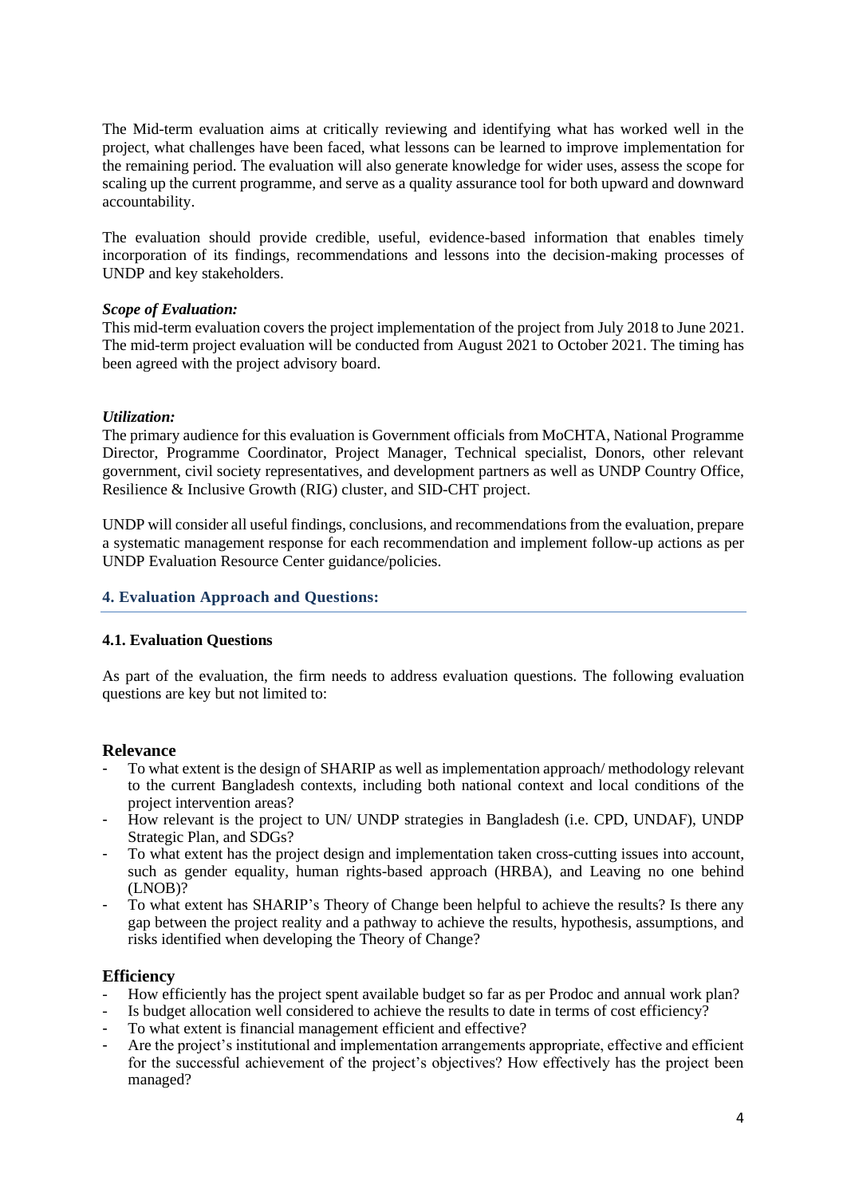The Mid-term evaluation aims at critically reviewing and identifying what has worked well in the project, what challenges have been faced, what lessons can be learned to improve implementation for the remaining period. The evaluation will also generate knowledge for wider uses, assess the scope for scaling up the current programme, and serve as a quality assurance tool for both upward and downward accountability.

The evaluation should provide credible, useful, evidence-based information that enables timely incorporation of its findings, recommendations and lessons into the decision-making processes of UNDP and key stakeholders.

***Scope of Evaluation:***

This mid-term evaluation covers the project implementation of the project from July 2018 to June 2021. The mid-term project evaluation will be conducted from August 2021 to October 2021. The timing has been agreed with the project advisory board.

***Utilization:***

The primary audience for this evaluation is Government officials from MoCHTA, National Programme Director, Programme Coordinator, Project Manager, Technical specialist, Donors, other relevant government, civil society representatives, and development partners as well as UNDP Country Office, Resilience & Inclusive Growth (RIG) cluster, and SID-CHT project.

UNDP will consider all useful findings, conclusions, and recommendations from the evaluation, prepare a systematic management response for each recommendation and implement follow-up actions as per UNDP Evaluation Resource Center guidance/policies.

## 4. Evaluation Approach and Questions:

### 4.1. Evaluation Questions

As part of the evaluation, the firm needs to address evaluation questions. The following evaluation questions are key but not limited to:

### Relevance

- To what extent is the design of SHARIP as well as implementation approach/ methodology relevant to the current Bangladesh contexts, including both national context and local conditions of the project intervention areas?
- How relevant is the project to UN/ UNDP strategies in Bangladesh (i.e. CPD, UNDAF), UNDP Strategic Plan, and SDGs?
- To what extent has the project design and implementation taken cross-cutting issues into account, such as gender equality, human rights-based approach (HRBA), and Leaving no one behind (LNOB)?
- To what extent has SHARIP's Theory of Change been helpful to achieve the results? Is there any gap between the project reality and a pathway to achieve the results, hypothesis, assumptions, and risks identified when developing the Theory of Change?

### Efficiency

- How efficiently has the project spent available budget so far as per Prodoc and annual work plan?
- Is budget allocation well considered to achieve the results to date in terms of cost efficiency?
- To what extent is financial management efficient and effective?
- Are the project's institutional and implementation arrangements appropriate, effective and efficient for the successful achievement of the project's objectives? How effectively has the project been managed?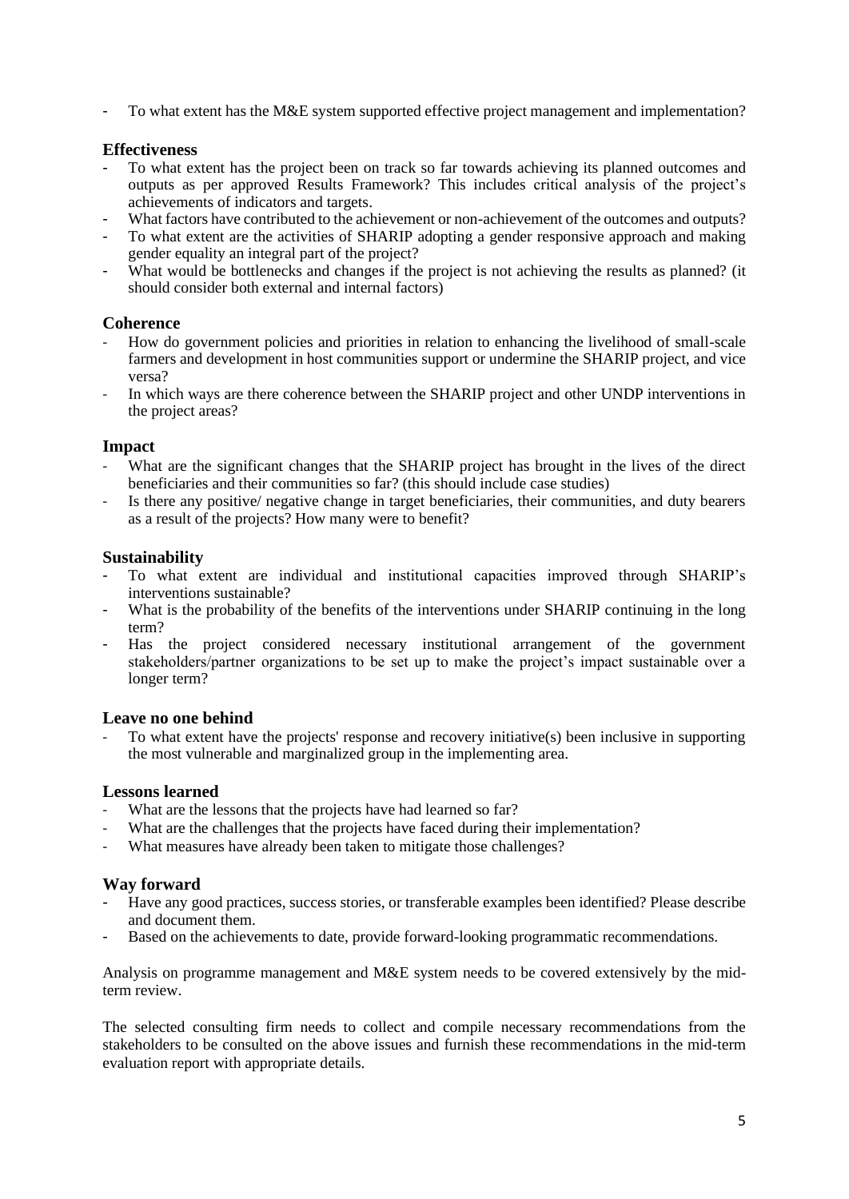- To what extent has the M&E system supported effective project management and implementation?

### Effectiveness

- To what extent has the project been on track so far towards achieving its planned outcomes and outputs as per approved Results Framework? This includes critical analysis of the project's achievements of indicators and targets.
- What factors have contributed to the achievement or non-achievement of the outcomes and outputs?
- To what extent are the activities of SHARIP adopting a gender responsive approach and making gender equality an integral part of the project?
- What would be bottlenecks and changes if the project is not achieving the results as planned? (it should consider both external and internal factors)

### Coherence

- How do government policies and priorities in relation to enhancing the livelihood of small-scale farmers and development in host communities support or undermine the SHARIP project, and vice versa?
- In which ways are there coherence between the SHARIP project and other UNDP interventions in the project areas?

### Impact

- What are the significant changes that the SHARIP project has brought in the lives of the direct beneficiaries and their communities so far? (this should include case studies)
- Is there any positive/ negative change in target beneficiaries, their communities, and duty bearers as a result of the projects? How many were to benefit?

### Sustainability

- To what extent are individual and institutional capacities improved through SHARIP's interventions sustainable?
- What is the probability of the benefits of the interventions under SHARIP continuing in the long term?
- Has the project considered necessary institutional arrangement of the government stakeholders/partner organizations to be set up to make the project's impact sustainable over a longer term?

### Leave no one behind

- To what extent have the projects' response and recovery initiative(s) been inclusive in supporting the most vulnerable and marginalized group in the implementing area.

### Lessons learned

- What are the lessons that the projects have had learned so far?
- What are the challenges that the projects have faced during their implementation?
- What measures have already been taken to mitigate those challenges?

### Way forward

- Have any good practices, success stories, or transferable examples been identified? Please describe and document them.
- Based on the achievements to date, provide forward-looking programmatic recommendations.

Analysis on programme management and M&E system needs to be covered extensively by the mid-term review.

The selected consulting firm needs to collect and compile necessary recommendations from the stakeholders to be consulted on the above issues and furnish these recommendations in the mid-term evaluation report with appropriate details.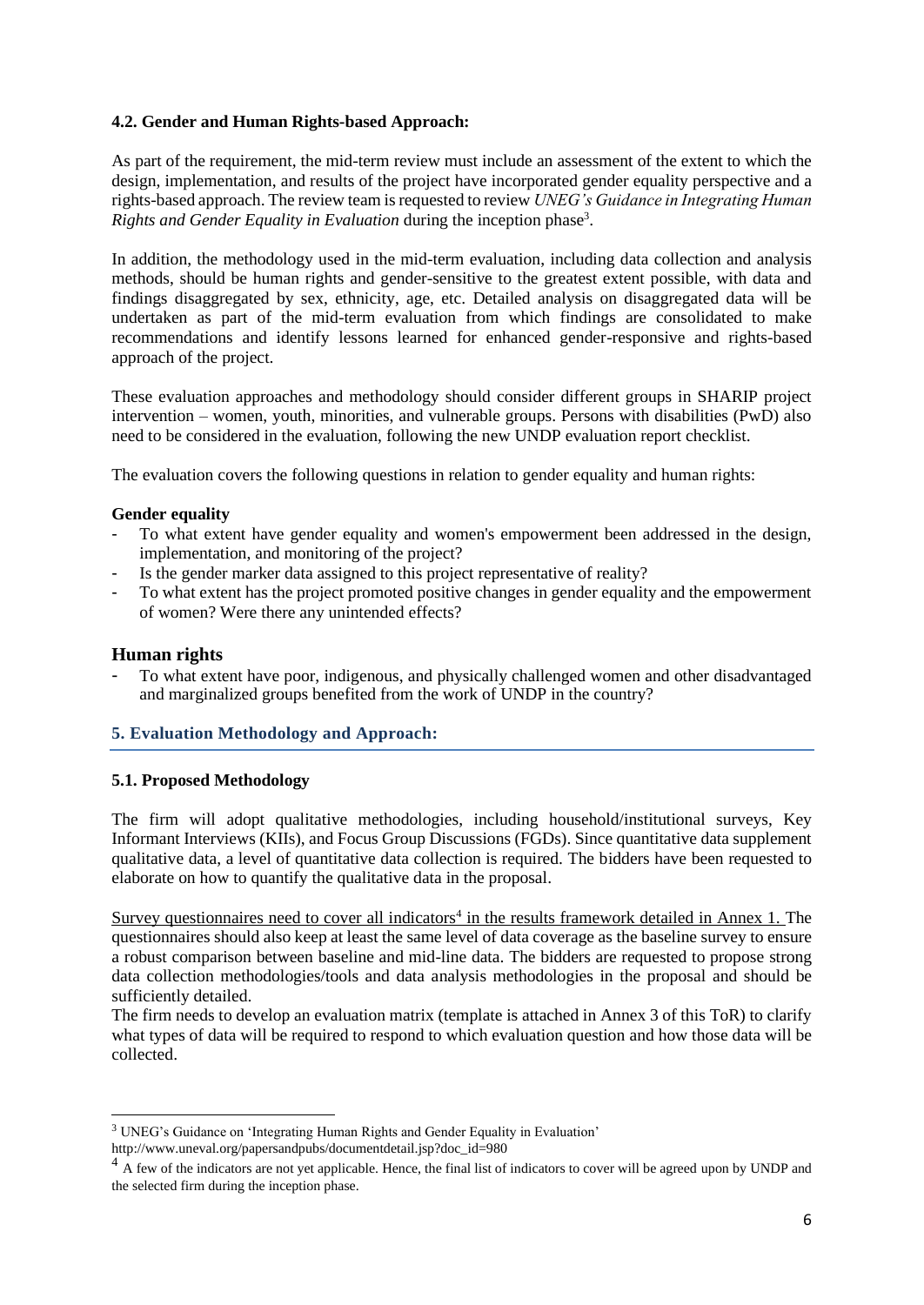**4.2. Gender and Human Rights-based Approach:**

As part of the requirement, the mid-term review must include an assessment of the extent to which the design, implementation, and results of the project have incorporated gender equality perspective and a rights-based approach. The review team is requested to review *UNEG's Guidance in Integrating Human Rights and Gender Equality in Evaluation* during the inception phase[3].

In addition, the methodology used in the mid-term evaluation, including data collection and analysis methods, should be human rights and gender-sensitive to the greatest extent possible, with data and findings disaggregated by sex, ethnicity, age, etc. Detailed analysis on disaggregated data will be undertaken as part of the mid-term evaluation from which findings are consolidated to make recommendations and identify lessons learned for enhanced gender-responsive and rights-based approach of the project.

These evaluation approaches and methodology should consider different groups in SHARIP project intervention – women, youth, minorities, and vulnerable groups. Persons with disabilities (PwD) also need to be considered in the evaluation, following the new UNDP evaluation report checklist.

The evaluation covers the following questions in relation to gender equality and human rights:

**Gender equality**

- To what extent have gender equality and women's empowerment been addressed in the design, implementation, and monitoring of the project?
- Is the gender marker data assigned to this project representative of reality?
- To what extent has the project promoted positive changes in gender equality and the empowerment of women? Were there any unintended effects?

**Human rights**

- To what extent have poor, indigenous, and physically challenged women and other disadvantaged and marginalized groups benefited from the work of UNDP in the country?

## 5. Evaluation Methodology and Approach:

**5.1. Proposed Methodology**

The firm will adopt qualitative methodologies, including household/institutional surveys, Key Informant Interviews (KIIs), and Focus Group Discussions (FGDs). Since quantitative data supplement qualitative data, a level of quantitative data collection is required. The bidders have been requested to elaborate on how to quantify the qualitative data in the proposal.

Survey questionnaires need to cover all indicators[4] in the results framework detailed in Annex 1. The questionnaires should also keep at least the same level of data coverage as the baseline survey to ensure a robust comparison between baseline and mid-line data. The bidders are requested to propose strong data collection methodologies/tools and data analysis methodologies in the proposal and should be sufficiently detailed.

The firm needs to develop an evaluation matrix (template is attached in Annex 3 of this ToR) to clarify what types of data will be required to respond to which evaluation question and how those data will be collected.

---

[3] UNEG's Guidance on 'Integrating Human Rights and Gender Equality in Evaluation' http://www.uneval.org/papersandpubs/documentdetail.jsp?doc_id=980

[4] A few of the indicators are not yet applicable. Hence, the final list of indicators to cover will be agreed upon by UNDP and the selected firm during the inception phase.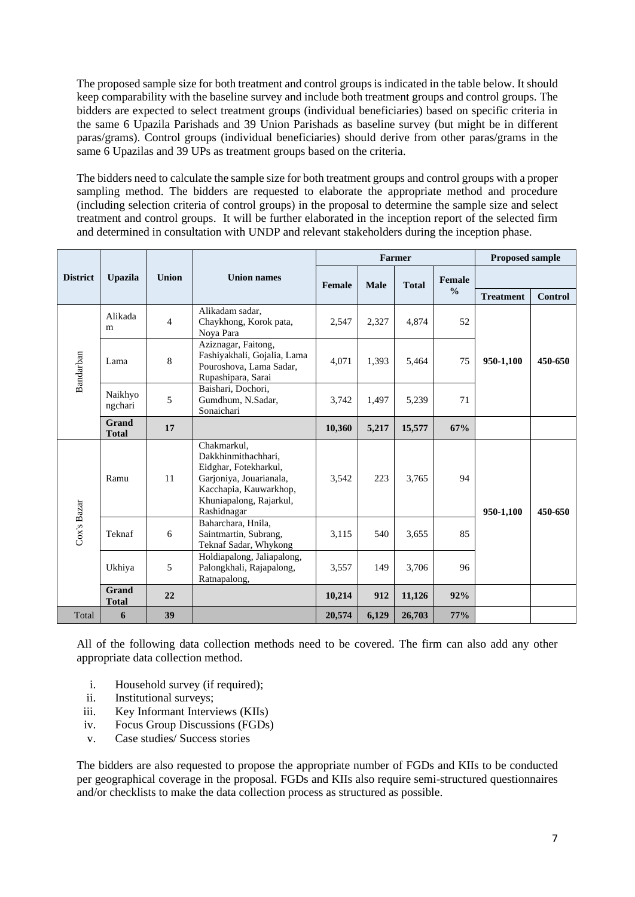The proposed sample size for both treatment and control groups is indicated in the table below. It should keep comparability with the baseline survey and include both treatment groups and control groups. The bidders are expected to select treatment groups (individual beneficiaries) based on specific criteria in the same 6 Upazila Parishads and 39 Union Parishads as baseline survey (but might be in different paras/grams). Control groups (individual beneficiaries) should derive from other paras/grams in the same 6 Upazilas and 39 UPs as treatment groups based on the criteria.

The bidders need to calculate the sample size for both treatment groups and control groups with a proper sampling method. The bidders are requested to elaborate the appropriate method and procedure (including selection criteria of control groups) in the proposal to determine the sample size and select treatment and control groups. It will be further elaborated in the inception report of the selected firm and determined in consultation with UNDP and relevant stakeholders during the inception phase.

| District | Upazila | Union | Union names | Farmer | | | | Proposed sample | |
|---|---|---|---|---|---|---|---|---|---|
| | | | | Female | Male | Total | Female % | Treatment | Control |
| Bandarban | Alikadam | 4 | Alikadam sadar, Chaykhong, Korok pata, Noya Para | 2,547 | 2,327 | 4,874 | 52 | 950-1,100 | 450-650 |
| | Lama | 8 | Aziznagar, Faitong, Fashiyakhali, Gojalia, Lama Pouroshova, Lama Sadar, Rupashipara, Sarai | 4,071 | 1,393 | 5,464 | 75 | | |
| | Naikhyongchari | 5 | Baishari, Dochori, Gumdhum, N.Sadar, Sonaichari | 3,742 | 1,497 | 5,239 | 71 | | |
| | **Grand Total** | **17** | | **10,360** | **5,217** | **15,577** | **67%** | | |
| Cox's Bazar | Ramu | 11 | Chakmarkul, Dakkhinmithachhari, Eidghar, Fotekharkul, Garjoniya, Jouarianala, Kacchapia, Kauwarkhop, Khuniapalong, Rajarkul, Rashidnagar | 3,542 | 223 | 3,765 | 94 | 950-1,100 | 450-650 |
| | Teknaf | 6 | Baharchara, Hnila, Saintmartin, Subrang, Teknaf Sadar, Whykong | 3,115 | 540 | 3,655 | 85 | | |
| | Ukhiya | 5 | Holdiapalong, Jaliapalong, Palongkhali, Rajapalong, Ratnapalong, | 3,557 | 149 | 3,706 | 96 | | |
| | **Grand Total** | **22** | | **10,214** | **912** | **11,126** | **92%** | | |
| Total | **6** | **39** | | **20,574** | **6,129** | **26,703** | **77%** | | |

All of the following data collection methods need to be covered. The firm can also add any other appropriate data collection method.

i. Household survey (if required);
ii. Institutional surveys;
iii. Key Informant Interviews (KIIs)
iv. Focus Group Discussions (FGDs)
v. Case studies/ Success stories

The bidders are also requested to propose the appropriate number of FGDs and KIIs to be conducted per geographical coverage in the proposal. FGDs and KIIs also require semi-structured questionnaires and/or checklists to make the data collection process as structured as possible.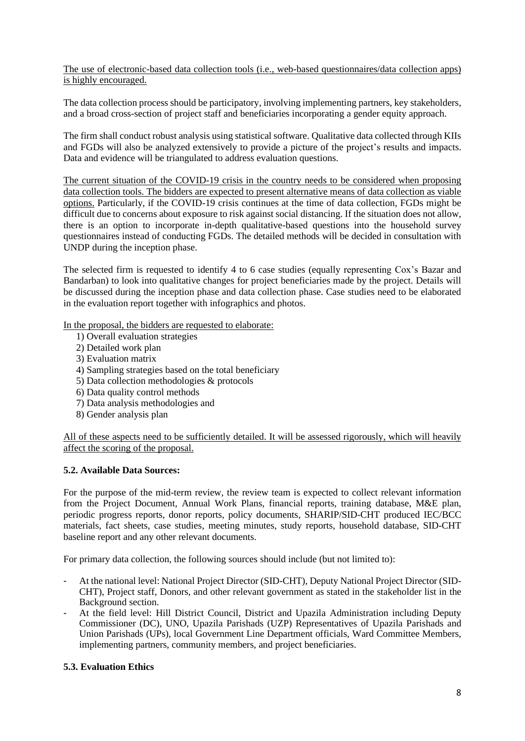<u>The use of electronic-based data collection tools (i.e., web-based questionnaires/data collection apps) is highly encouraged.</u>

The data collection process should be participatory, involving implementing partners, key stakeholders, and a broad cross-section of project staff and beneficiaries incorporating a gender equity approach.

The firm shall conduct robust analysis using statistical software. Qualitative data collected through KIIs and FGDs will also be analyzed extensively to provide a picture of the project's results and impacts. Data and evidence will be triangulated to address evaluation questions.

<u>The current situation of the COVID-19 crisis in the country needs to be considered when proposing data collection tools. The bidders are expected to present alternative means of data collection as viable options.</u> Particularly, if the COVID-19 crisis continues at the time of data collection, FGDs might be difficult due to concerns about exposure to risk against social distancing. If the situation does not allow, there is an option to incorporate in-depth qualitative-based questions into the household survey questionnaires instead of conducting FGDs. The detailed methods will be decided in consultation with UNDP during the inception phase.

The selected firm is requested to identify 4 to 6 case studies (equally representing Cox's Bazar and Bandarban) to look into qualitative changes for project beneficiaries made by the project. Details will be discussed during the inception phase and data collection phase. Case studies need to be elaborated in the evaluation report together with infographics and photos.

<u>In the proposal, the bidders are requested to elaborate:</u>

1) Overall evaluation strategies
2) Detailed work plan
3) Evaluation matrix
4) Sampling strategies based on the total beneficiary
5) Data collection methodologies & protocols
6) Data quality control methods
7) Data analysis methodologies and
8) Gender analysis plan

<u>All of these aspects need to be sufficiently detailed. It will be assessed rigorously, which will heavily affect the scoring of the proposal.</u>

### 5.2. Available Data Sources:

For the purpose of the mid-term review, the review team is expected to collect relevant information from the Project Document, Annual Work Plans, financial reports, training database, M&E plan, periodic progress reports, donor reports, policy documents, SHARIP/SID-CHT produced IEC/BCC materials, fact sheets, case studies, meeting minutes, study reports, household database, SID-CHT baseline report and any other relevant documents.

For primary data collection, the following sources should include (but not limited to):

- At the national level: National Project Director (SID-CHT), Deputy National Project Director (SID-CHT), Project staff, Donors, and other relevant government as stated in the stakeholder list in the Background section.
- At the field level: Hill District Council, District and Upazila Administration including Deputy Commissioner (DC), UNO, Upazila Parishads (UZP) Representatives of Upazila Parishads and Union Parishads (UPs), local Government Line Department officials, Ward Committee Members, implementing partners, community members, and project beneficiaries.

### 5.3. Evaluation Ethics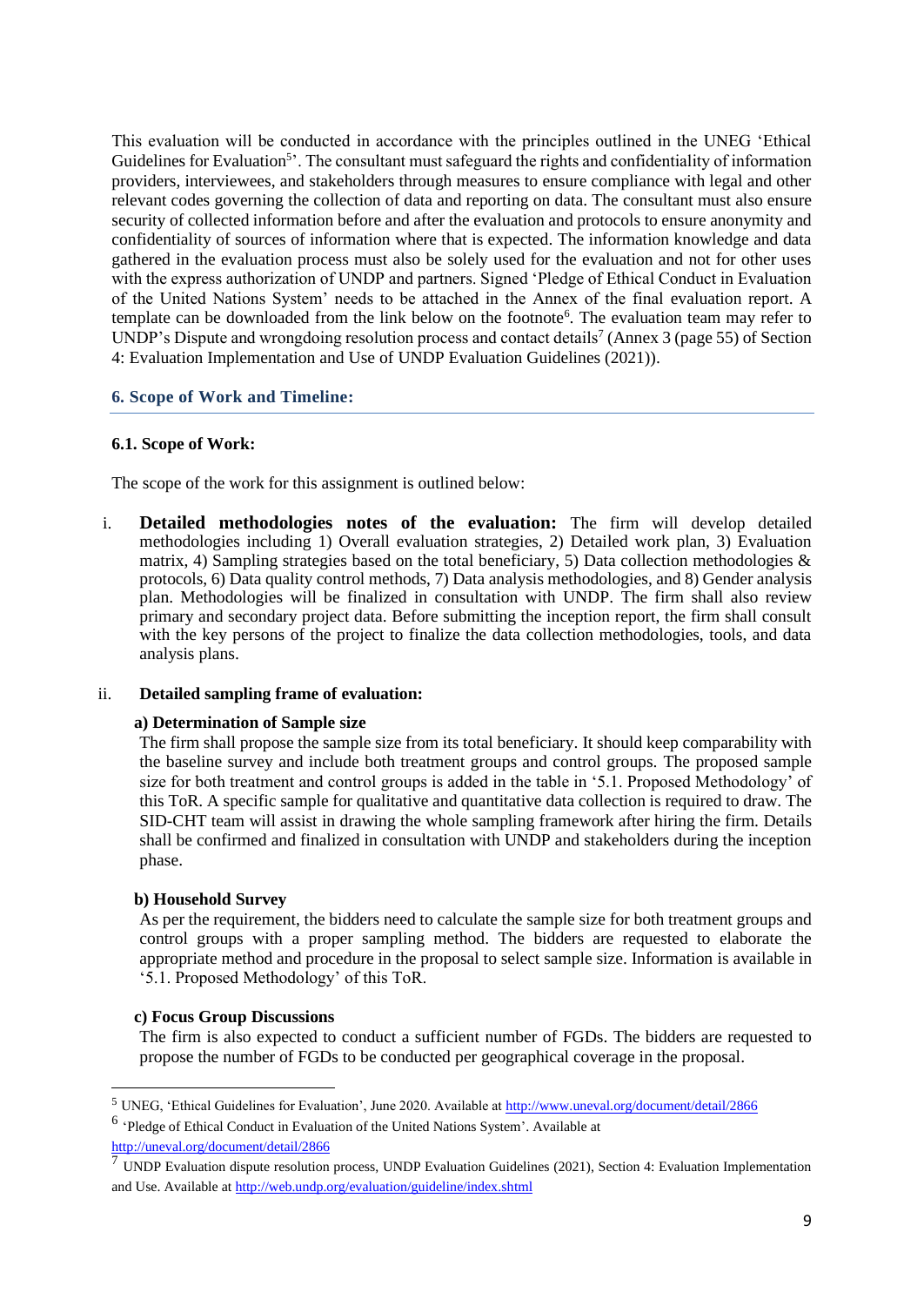This evaluation will be conducted in accordance with the principles outlined in the UNEG 'Ethical Guidelines for Evaluation[5]'. The consultant must safeguard the rights and confidentiality of information providers, interviewees, and stakeholders through measures to ensure compliance with legal and other relevant codes governing the collection of data and reporting on data. The consultant must also ensure security of collected information before and after the evaluation and protocols to ensure anonymity and confidentiality of sources of information where that is expected. The information knowledge and data gathered in the evaluation process must also be solely used for the evaluation and not for other uses with the express authorization of UNDP and partners. Signed 'Pledge of Ethical Conduct in Evaluation of the United Nations System' needs to be attached in the Annex of the final evaluation report. A template can be downloaded from the link below on the footnote[6]. The evaluation team may refer to UNDP's Dispute and wrongdoing resolution process and contact details[7] (Annex 3 (page 55) of Section 4: Evaluation Implementation and Use of UNDP Evaluation Guidelines (2021)).

## 6. Scope of Work and Timeline:

### 6.1. Scope of Work:

The scope of the work for this assignment is outlined below:

i. **Detailed methodologies notes of the evaluation:** The firm will develop detailed methodologies including 1) Overall evaluation strategies, 2) Detailed work plan, 3) Evaluation matrix, 4) Sampling strategies based on the total beneficiary, 5) Data collection methodologies & protocols, 6) Data quality control methods, 7) Data analysis methodologies, and 8) Gender analysis plan. Methodologies will be finalized in consultation with UNDP. The firm shall also review primary and secondary project data. Before submitting the inception report, the firm shall consult with the key persons of the project to finalize the data collection methodologies, tools, and data analysis plans.

ii. **Detailed sampling frame of evaluation:**

**a) Determination of Sample size**

The firm shall propose the sample size from its total beneficiary. It should keep comparability with the baseline survey and include both treatment groups and control groups. The proposed sample size for both treatment and control groups is added in the table in '5.1. Proposed Methodology' of this ToR. A specific sample for qualitative and quantitative data collection is required to draw. The SID-CHT team will assist in drawing the whole sampling framework after hiring the firm. Details shall be confirmed and finalized in consultation with UNDP and stakeholders during the inception phase.

**b) Household Survey**

As per the requirement, the bidders need to calculate the sample size for both treatment groups and control groups with a proper sampling method. The bidders are requested to elaborate the appropriate method and procedure in the proposal to select sample size. Information is available in '5.1. Proposed Methodology' of this ToR.

**c) Focus Group Discussions**

The firm is also expected to conduct a sufficient number of FGDs. The bidders are requested to propose the number of FGDs to be conducted per geographical coverage in the proposal.

---

[5] UNEG, 'Ethical Guidelines for Evaluation', June 2020. Available at http://www.uneval.org/document/detail/2866

[6] 'Pledge of Ethical Conduct in Evaluation of the United Nations System'. Available at http://uneval.org/document/detail/2866

[7] UNDP Evaluation dispute resolution process, UNDP Evaluation Guidelines (2021), Section 4: Evaluation Implementation and Use. Available at http://web.undp.org/evaluation/guideline/index.shtml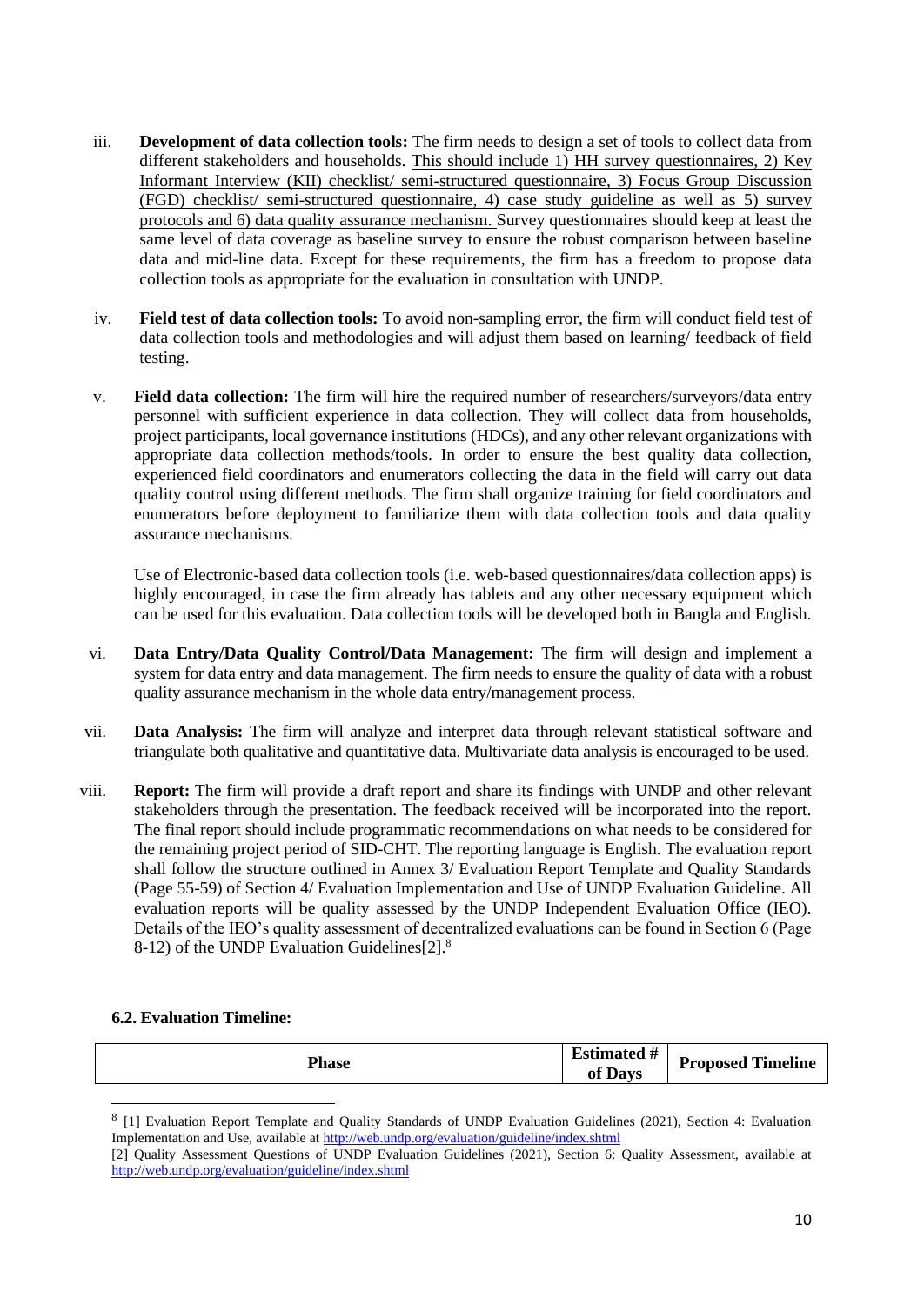iii. **Development of data collection tools:** The firm needs to design a set of tools to collect data from different stakeholders and households. <u>This should include 1) HH survey questionnaires, 2) Key Informant Interview (KII) checklist/ semi-structured questionnaire, 3) Focus Group Discussion (FGD) checklist/ semi-structured questionnaire, 4) case study guideline as well as 5) survey protocols and 6) data quality assurance mechanism.</u> Survey questionnaires should keep at least the same level of data coverage as baseline survey to ensure the robust comparison between baseline data and mid-line data. Except for these requirements, the firm has a freedom to propose data collection tools as appropriate for the evaluation in consultation with UNDP.

iv. **Field test of data collection tools:** To avoid non-sampling error, the firm will conduct field test of data collection tools and methodologies and will adjust them based on learning/ feedback of field testing.

v. **Field data collection:** The firm will hire the required number of researchers/surveyors/data entry personnel with sufficient experience in data collection. They will collect data from households, project participants, local governance institutions (HDCs), and any other relevant organizations with appropriate data collection methods/tools. In order to ensure the best quality data collection, experienced field coordinators and enumerators collecting the data in the field will carry out data quality control using different methods. The firm shall organize training for field coordinators and enumerators before deployment to familiarize them with data collection tools and data quality assurance mechanisms.

   Use of Electronic-based data collection tools (i.e. web-based questionnaires/data collection apps) is highly encouraged, in case the firm already has tablets and any other necessary equipment which can be used for this evaluation. Data collection tools will be developed both in Bangla and English.

vi. **Data Entry/Data Quality Control/Data Management:** The firm will design and implement a system for data entry and data management. The firm needs to ensure the quality of data with a robust quality assurance mechanism in the whole data entry/management process.

vii. **Data Analysis:** The firm will analyze and interpret data through relevant statistical software and triangulate both qualitative and quantitative data. Multivariate data analysis is encouraged to be used.

viii. **Report:** The firm will provide a draft report and share its findings with UNDP and other relevant stakeholders through the presentation. The feedback received will be incorporated into the report. The final report should include programmatic recommendations on what needs to be considered for the remaining project period of SID-CHT. The reporting language is English. The evaluation report shall follow the structure outlined in Annex 3/ Evaluation Report Template and Quality Standards (Page 55-59) of Section 4/ Evaluation Implementation and Use of UNDP Evaluation Guideline. All evaluation reports will be quality assessed by the UNDP Independent Evaluation Office (IEO). Details of the IEO's quality assessment of decentralized evaluations can be found in Section 6 (Page 8-12) of the UNDP Evaluation Guidelines[2].[8]

### 6.2. Evaluation Timeline:

| Phase | Estimated # of Days | Proposed Timeline |
|---|---|---|

---

[8] [1] Evaluation Report Template and Quality Standards of UNDP Evaluation Guidelines (2021), Section 4: Evaluation Implementation and Use, available at http://web.undp.org/evaluation/guideline/index.shtml

[2] Quality Assessment Questions of UNDP Evaluation Guidelines (2021), Section 6: Quality Assessment, available at http://web.undp.org/evaluation/guideline/index.shtml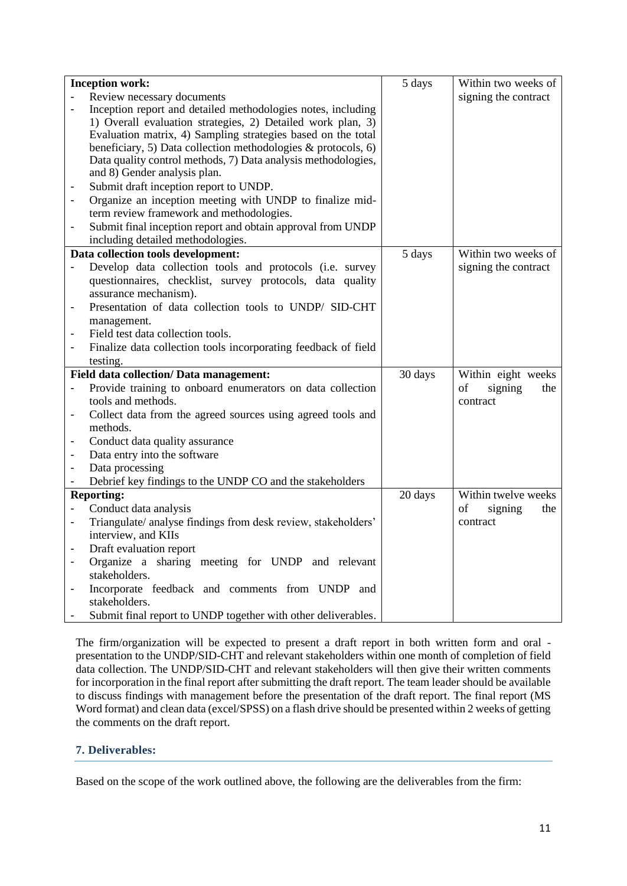| | | |
|---|---|---|
| **Inception work:**<br>- Review necessary documents<br>- Inception report and detailed methodologies notes, including 1) Overall evaluation strategies, 2) Detailed work plan, 3) Evaluation matrix, 4) Sampling strategies based on the total beneficiary, 5) Data collection methodologies & protocols, 6) Data quality control methods, 7) Data analysis methodologies, and 8) Gender analysis plan.<br>- Submit draft inception report to UNDP.<br>- Organize an inception meeting with UNDP to finalize mid-term review framework and methodologies.<br>- Submit final inception report and obtain approval from UNDP including detailed methodologies. | 5 days | Within two weeks of signing the contract |
| **Data collection tools development:**<br>- Develop data collection tools and protocols (i.e. survey questionnaires, checklist, survey protocols, data quality assurance mechanism).<br>- Presentation of data collection tools to UNDP/ SID-CHT management.<br>- Field test data collection tools.<br>- Finalize data collection tools incorporating feedback of field testing. | 5 days | Within two weeks of signing the contract |
| **Field data collection/ Data management:**<br>- Provide training to onboard enumerators on data collection tools and methods.<br>- Collect data from the agreed sources using agreed tools and methods.<br>- Conduct data quality assurance<br>- Data entry into the software<br>- Data processing<br>- Debrief key findings to the UNDP CO and the stakeholders | 30 days | Within eight weeks of signing the contract |
| **Reporting:**<br>- Conduct data analysis<br>- Triangulate/ analyse findings from desk review, stakeholders' interview, and KIIs<br>- Draft evaluation report<br>- Organize a sharing meeting for UNDP and relevant stakeholders.<br>- Incorporate feedback and comments from UNDP and stakeholders.<br>- Submit final report to UNDP together with other deliverables. | 20 days | Within twelve weeks of signing the contract |

The firm/organization will be expected to present a draft report in both written form and oral - presentation to the UNDP/SID-CHT and relevant stakeholders within one month of completion of field data collection. The UNDP/SID-CHT and relevant stakeholders will then give their written comments for incorporation in the final report after submitting the draft report. The team leader should be available to discuss findings with management before the presentation of the draft report. The final report (MS Word format) and clean data (excel/SPSS) on a flash drive should be presented within 2 weeks of getting the comments on the draft report.

## 7. Deliverables:

Based on the scope of the work outlined above, the following are the deliverables from the firm: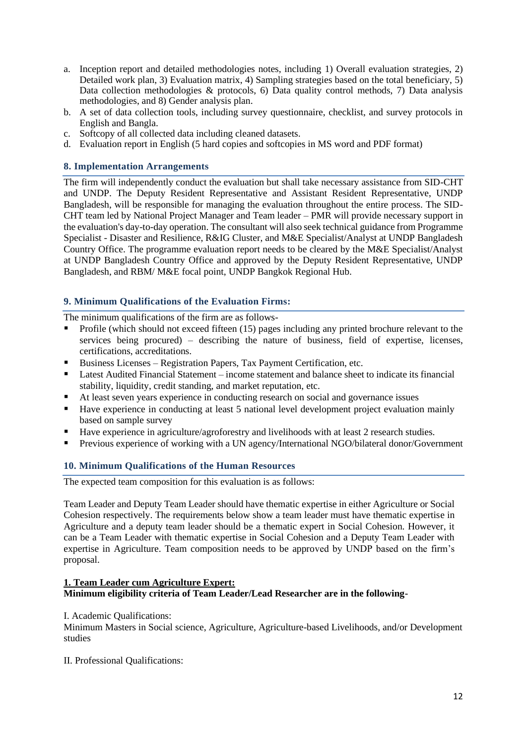a. Inception report and detailed methodologies notes, including 1) Overall evaluation strategies, 2) Detailed work plan, 3) Evaluation matrix, 4) Sampling strategies based on the total beneficiary, 5) Data collection methodologies & protocols, 6) Data quality control methods, 7) Data analysis methodologies, and 8) Gender analysis plan.
b. A set of data collection tools, including survey questionnaire, checklist, and survey protocols in English and Bangla.
c. Softcopy of all collected data including cleaned datasets.
d. Evaluation report in English (5 hard copies and softcopies in MS word and PDF format)

### 8. Implementation Arrangements

The firm will independently conduct the evaluation but shall take necessary assistance from SID-CHT and UNDP. The Deputy Resident Representative and Assistant Resident Representative, UNDP Bangladesh, will be responsible for managing the evaluation throughout the entire process. The SID-CHT team led by National Project Manager and Team leader – PMR will provide necessary support in the evaluation's day-to-day operation. The consultant will also seek technical guidance from Programme Specialist - Disaster and Resilience, R&IG Cluster, and M&E Specialist/Analyst at UNDP Bangladesh Country Office. The programme evaluation report needs to be cleared by the M&E Specialist/Analyst at UNDP Bangladesh Country Office and approved by the Deputy Resident Representative, UNDP Bangladesh, and RBM/ M&E focal point, UNDP Bangkok Regional Hub.

### 9. Minimum Qualifications of the Evaluation Firms:

The minimum qualifications of the firm are as follows-

- Profile (which should not exceed fifteen (15) pages including any printed brochure relevant to the services being procured) – describing the nature of business, field of expertise, licenses, certifications, accreditations.
- Business Licenses – Registration Papers, Tax Payment Certification, etc.
- Latest Audited Financial Statement – income statement and balance sheet to indicate its financial stability, liquidity, credit standing, and market reputation, etc.
- At least seven years experience in conducting research on social and governance issues
- Have experience in conducting at least 5 national level development project evaluation mainly based on sample survey
- Have experience in agriculture/agroforestry and livelihoods with at least 2 research studies.
- Previous experience of working with a UN agency/International NGO/bilateral donor/Government

### 10. Minimum Qualifications of the Human Resources

The expected team composition for this evaluation is as follows:

Team Leader and Deputy Team Leader should have thematic expertise in either Agriculture or Social Cohesion respectively. The requirements below show a team leader must have thematic expertise in Agriculture and a deputy team leader should be a thematic expert in Social Cohesion. However, it can be a Team Leader with thematic expertise in Social Cohesion and a Deputy Team Leader with expertise in Agriculture. Team composition needs to be approved by UNDP based on the firm's proposal.

**1. Team Leader cum Agriculture Expert:**
**Minimum eligibility criteria of Team Leader/Lead Researcher are in the following-**

I. Academic Qualifications:
Minimum Masters in Social science, Agriculture, Agriculture-based Livelihoods, and/or Development studies

II. Professional Qualifications: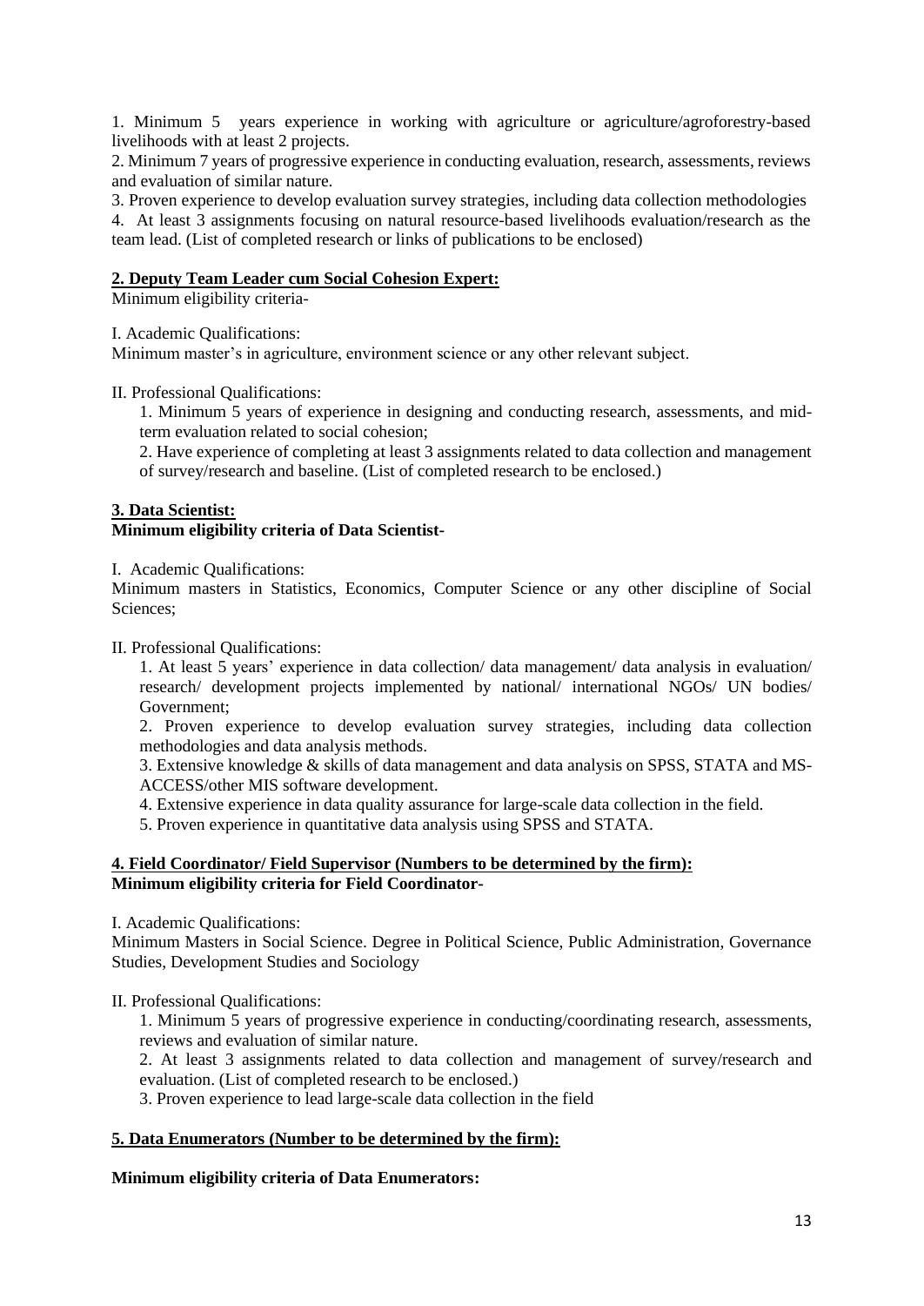1. Minimum 5 years experience in working with agriculture or agriculture/agroforestry-based livelihoods with at least 2 projects.
2. Minimum 7 years of progressive experience in conducting evaluation, research, assessments, reviews and evaluation of similar nature.
3. Proven experience to develop evaluation survey strategies, including data collection methodologies
4. At least 3 assignments focusing on natural resource-based livelihoods evaluation/research as the team lead. (List of completed research or links of publications to be enclosed)

**2. Deputy Team Leader cum Social Cohesion Expert:**

Minimum eligibility criteria-

I. Academic Qualifications:

Minimum master's in agriculture, environment science or any other relevant subject.

II. Professional Qualifications:

1. Minimum 5 years of experience in designing and conducting research, assessments, and mid-term evaluation related to social cohesion;
2. Have experience of completing at least 3 assignments related to data collection and management of survey/research and baseline. (List of completed research to be enclosed.)

**3. Data Scientist:**

**Minimum eligibility criteria of Data Scientist-**

I. Academic Qualifications:

Minimum masters in Statistics, Economics, Computer Science or any other discipline of Social Sciences;

II. Professional Qualifications:

1. At least 5 years' experience in data collection/ data management/ data analysis in evaluation/ research/ development projects implemented by national/ international NGOs/ UN bodies/ Government;
2. Proven experience to develop evaluation survey strategies, including data collection methodologies and data analysis methods.
3. Extensive knowledge & skills of data management and data analysis on SPSS, STATA and MS-ACCESS/other MIS software development.
4. Extensive experience in data quality assurance for large-scale data collection in the field.
5. Proven experience in quantitative data analysis using SPSS and STATA.

**4. Field Coordinator/ Field Supervisor (Numbers to be determined by the firm):**

**Minimum eligibility criteria for Field Coordinator-**

I. Academic Qualifications:

Minimum Masters in Social Science. Degree in Political Science, Public Administration, Governance Studies, Development Studies and Sociology

II. Professional Qualifications:

1. Minimum 5 years of progressive experience in conducting/coordinating research, assessments, reviews and evaluation of similar nature.
2. At least 3 assignments related to data collection and management of survey/research and evaluation. (List of completed research to be enclosed.)
3. Proven experience to lead large-scale data collection in the field

**5. Data Enumerators (Number to be determined by the firm):**

**Minimum eligibility criteria of Data Enumerators:**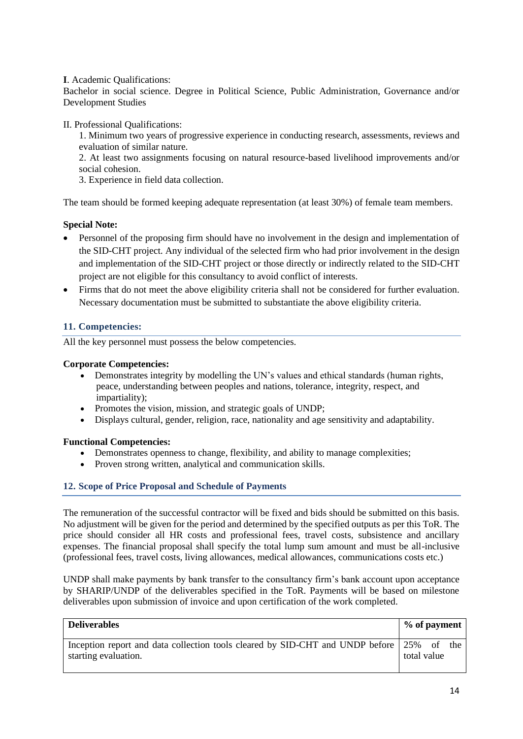**I**. Academic Qualifications:
Bachelor in social science. Degree in Political Science, Public Administration, Governance and/or Development Studies

II. Professional Qualifications:

1. Minimum two years of progressive experience in conducting research, assessments, reviews and evaluation of similar nature.
2. At least two assignments focusing on natural resource-based livelihood improvements and/or social cohesion.
3. Experience in field data collection.

The team should be formed keeping adequate representation (at least 30%) of female team members.

**Special Note:**

- Personnel of the proposing firm should have no involvement in the design and implementation of the SID-CHT project. Any individual of the selected firm who had prior involvement in the design and implementation of the SID-CHT project or those directly or indirectly related to the SID-CHT project are not eligible for this consultancy to avoid conflict of interests.
- Firms that do not meet the above eligibility criteria shall not be considered for further evaluation. Necessary documentation must be submitted to substantiate the above eligibility criteria.

## 11. Competencies:

All the key personnel must possess the below competencies.

**Corporate Competencies:**

- Demonstrates integrity by modelling the UN's values and ethical standards (human rights, peace, understanding between peoples and nations, tolerance, integrity, respect, and impartiality);
- Promotes the vision, mission, and strategic goals of UNDP;
- Displays cultural, gender, religion, race, nationality and age sensitivity and adaptability.

**Functional Competencies:**

- Demonstrates openness to change, flexibility, and ability to manage complexities;
- Proven strong written, analytical and communication skills.

## 12. Scope of Price Proposal and Schedule of Payments

The remuneration of the successful contractor will be fixed and bids should be submitted on this basis. No adjustment will be given for the period and determined by the specified outputs as per this ToR. The price should consider all HR costs and professional fees, travel costs, subsistence and ancillary expenses. The financial proposal shall specify the total lump sum amount and must be all-inclusive (professional fees, travel costs, living allowances, medical allowances, communications costs etc.)

UNDP shall make payments by bank transfer to the consultancy firm's bank account upon acceptance by SHARIP/UNDP of the deliverables specified in the ToR. Payments will be based on milestone deliverables upon submission of invoice and upon certification of the work completed.

| **Deliverables** | **% of payment** |
|---|---|
| Inception report and data collection tools cleared by SID-CHT and UNDP before starting evaluation. | 25% of the total value |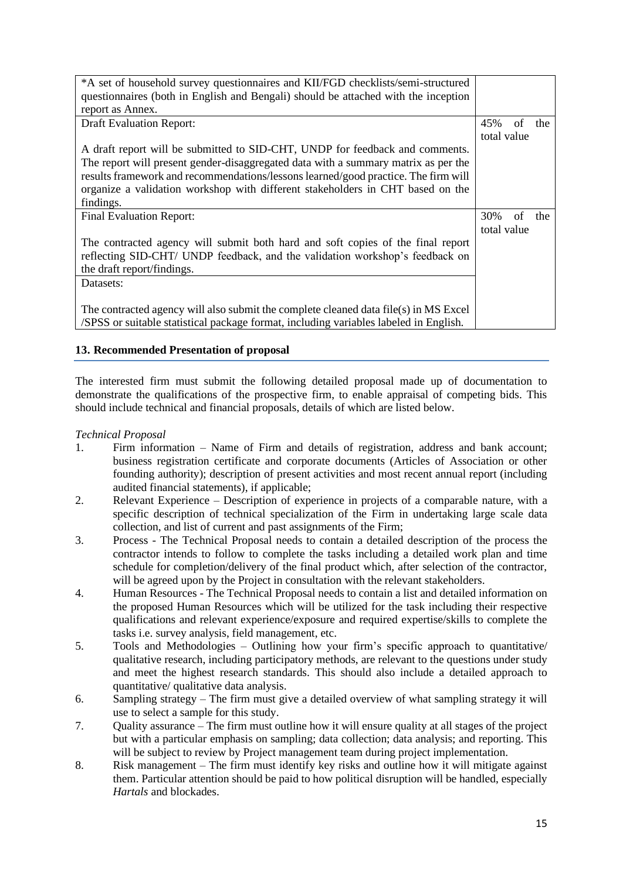| | |
|---|---|
| *A set of household survey questionnaires and KII/FGD checklists/semi-structured questionnaires (both in English and Bengali) should be attached with the inception report as Annex. | |
| Draft Evaluation Report:<br><br>A draft report will be submitted to SID-CHT, UNDP for feedback and comments. The report will present gender-disaggregated data with a summary matrix as per the results framework and recommendations/lessons learned/good practice. The firm will organize a validation workshop with different stakeholders in CHT based on the findings. | 45% of the total value |
| Final Evaluation Report:<br><br>The contracted agency will submit both hard and soft copies of the final report reflecting SID-CHT/ UNDP feedback, and the validation workshop's feedback on the draft report/findings. | 30% of the total value |
| Datasets:<br><br>The contracted agency will also submit the complete cleaned data file(s) in MS Excel /SPSS or suitable statistical package format, including variables labeled in English. | |

## 13. Recommended Presentation of proposal

The interested firm must submit the following detailed proposal made up of documentation to demonstrate the qualifications of the prospective firm, to enable appraisal of competing bids. This should include technical and financial proposals, details of which are listed below.

*Technical Proposal*

1. Firm information – Name of Firm and details of registration, address and bank account; business registration certificate and corporate documents (Articles of Association or other founding authority); description of present activities and most recent annual report (including audited financial statements), if applicable;
2. Relevant Experience – Description of experience in projects of a comparable nature, with a specific description of technical specialization of the Firm in undertaking large scale data collection, and list of current and past assignments of the Firm;
3. Process - The Technical Proposal needs to contain a detailed description of the process the contractor intends to follow to complete the tasks including a detailed work plan and time schedule for completion/delivery of the final product which, after selection of the contractor, will be agreed upon by the Project in consultation with the relevant stakeholders.
4. Human Resources - The Technical Proposal needs to contain a list and detailed information on the proposed Human Resources which will be utilized for the task including their respective qualifications and relevant experience/exposure and required expertise/skills to complete the tasks i.e. survey analysis, field management, etc.
5. Tools and Methodologies – Outlining how your firm's specific approach to quantitative/ qualitative research, including participatory methods, are relevant to the questions under study and meet the highest research standards. This should also include a detailed approach to quantitative/ qualitative data analysis.
6. Sampling strategy – The firm must give a detailed overview of what sampling strategy it will use to select a sample for this study.
7. Quality assurance – The firm must outline how it will ensure quality at all stages of the project but with a particular emphasis on sampling; data collection; data analysis; and reporting. This will be subject to review by Project management team during project implementation.
8. Risk management – The firm must identify key risks and outline how it will mitigate against them. Particular attention should be paid to how political disruption will be handled, especially *Hartals* and blockades.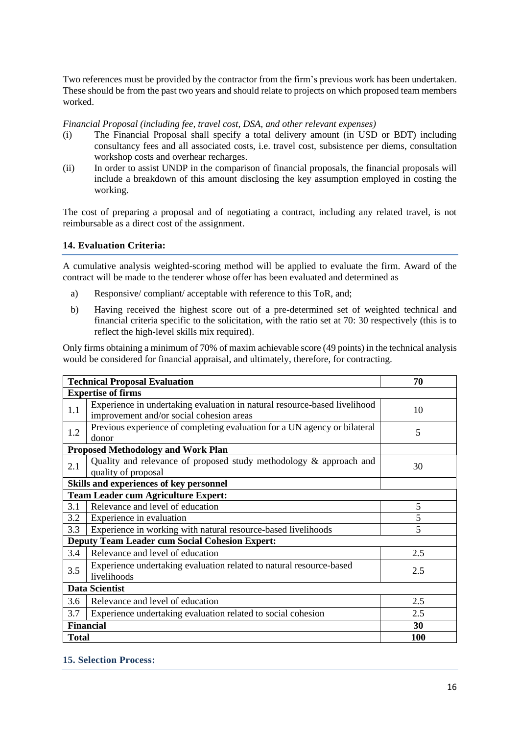Two references must be provided by the contractor from the firm's previous work has been undertaken. These should be from the past two years and should relate to projects on which proposed team members worked.

*Financial Proposal (including fee, travel cost, DSA, and other relevant expenses)*

(i) The Financial Proposal shall specify a total delivery amount (in USD or BDT) including consultancy fees and all associated costs, i.e. travel cost, subsistence per diems, consultation workshop costs and overhear recharges.

(ii) In order to assist UNDP in the comparison of financial proposals, the financial proposals will include a breakdown of this amount disclosing the key assumption employed in costing the working.

The cost of preparing a proposal and of negotiating a contract, including any related travel, is not reimbursable as a direct cost of the assignment.

## 14. Evaluation Criteria:

A cumulative analysis weighted-scoring method will be applied to evaluate the firm. Award of the contract will be made to the tenderer whose offer has been evaluated and determined as

a) Responsive/ compliant/ acceptable with reference to this ToR, and;

b) Having received the highest score out of a pre-determined set of weighted technical and financial criteria specific to the solicitation, with the ratio set at 70: 30 respectively (this is to reflect the high-level skills mix required).

Only firms obtaining a minimum of 70% of maxim achievable score (49 points) in the technical analysis would be considered for financial appraisal, and ultimately, therefore, for contracting.

| | **Technical Proposal Evaluation** | **70** |
|---|---|---|
| | **Expertise of firms** | |
| 1.1 | Experience in undertaking evaluation in natural resource-based livelihood improvement and/or social cohesion areas | 10 |
| 1.2 | Previous experience of completing evaluation for a UN agency or bilateral donor | 5 |
| | **Proposed Methodology and Work Plan** | |
| 2.1 | Quality and relevance of proposed study methodology & approach and quality of proposal | 30 |
| | **Skills and experiences of key personnel** | |
| | **Team Leader cum Agriculture Expert:** | |
| 3.1 | Relevance and level of education | 5 |
| 3.2 | Experience in evaluation | 5 |
| 3.3 | Experience in working with natural resource-based livelihoods | 5 |
| | **Deputy Team Leader cum Social Cohesion Expert:** | |
| 3.4 | Relevance and level of education | 2.5 |
| 3.5 | Experience undertaking evaluation related to natural resource-based livelihoods | 2.5 |
| | **Data Scientist** | |
| 3.6 | Relevance and level of education | 2.5 |
| 3.7 | Experience undertaking evaluation related to social cohesion | 2.5 |
| | **Financial** | **30** |
| | **Total** | **100** |

## 15. Selection Process: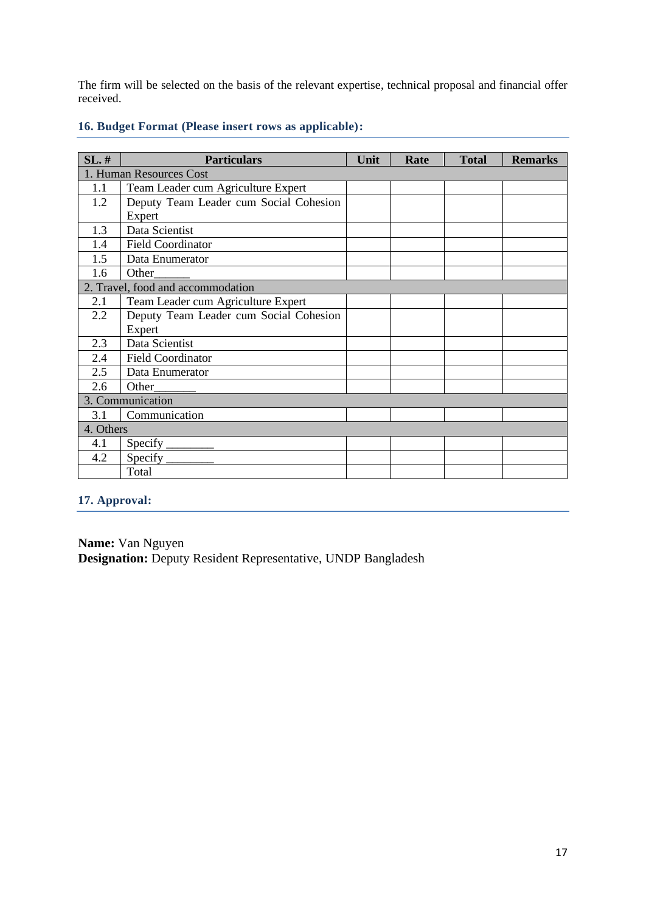The firm will be selected on the basis of the relevant expertise, technical proposal and financial offer received.

### 16. Budget Format (Please insert rows as applicable):

| SL. # | Particulars | Unit | Rate | Total | Remarks |
|---|---|---|---|---|---|
| 1. Human Resources Cost | | | | | |
| 1.1 | Team Leader cum Agriculture Expert | | | | |
| 1.2 | Deputy Team Leader cum Social Cohesion Expert | | | | |
| 1.3 | Data Scientist | | | | |
| 1.4 | Field Coordinator | | | | |
| 1.5 | Data Enumerator | | | | |
| 1.6 | Other______ | | | | |
| 2. Travel, food and accommodation | | | | | |
| 2.1 | Team Leader cum Agriculture Expert | | | | |
| 2.2 | Deputy Team Leader cum Social Cohesion Expert | | | | |
| 2.3 | Data Scientist | | | | |
| 2.4 | Field Coordinator | | | | |
| 2.5 | Data Enumerator | | | | |
| 2.6 | Other_______ | | | | |
| 3. Communication | | | | | |
| 3.1 | Communication | | | | |
| 4. Others | | | | | |
| 4.1 | Specify ________ | | | | |
| 4.2 | Specify ________ | | | | |
| | Total | | | | |

### 17. Approval:

**Name:** Van Nguyen
**Designation:** Deputy Resident Representative, UNDP Bangladesh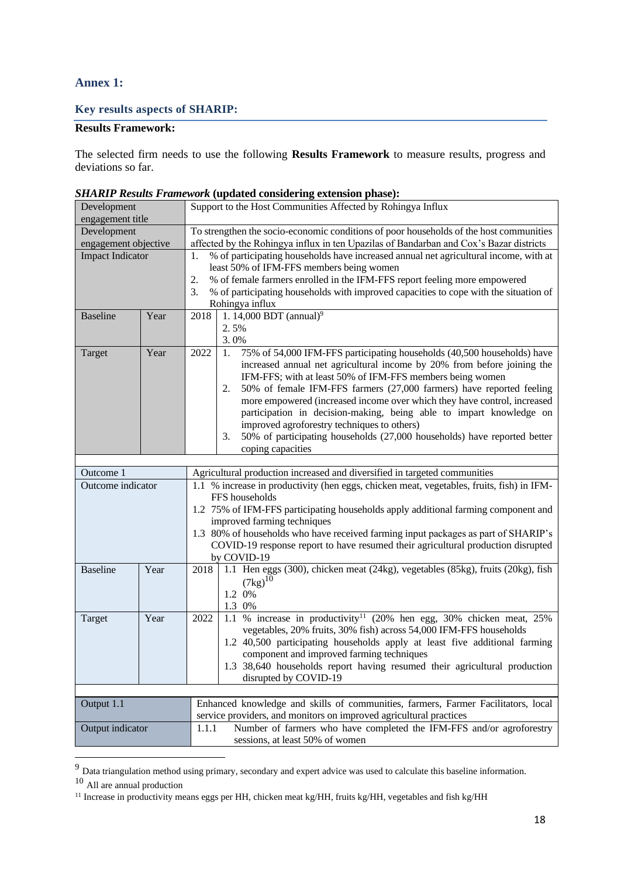## Annex 1:

### Key results aspects of SHARIP:

**Results Framework:**

The selected firm needs to use the following **Results Framework** to measure results, progress and deviations so far.

***SHARIP Results Framework*** **(updated considering extension phase):**

| | | | |
|---|---|---|---|
| Development engagement title | | Support to the Host Communities Affected by Rohingya Influx | |
| Development engagement objective | | To strengthen the socio-economic conditions of poor households of the host communities affected by the Rohingya influx in ten Upazilas of Bandarban and Cox's Bazar districts | |
| Impact Indicator | | 1. % of participating households have increased annual net agricultural income, with at least 50% of IFM-FFS members being women<br>2. % of female farmers enrolled in the IFM-FFS report feeling more empowered<br>3. % of participating households with improved capacities to cope with the situation of Rohingya influx | |
| Baseline | Year | 2018 | 1. 14,000 BDT (annual)[9]<br>2. 5%<br>3. 0% |
| Target | Year | 2022 | 1. 75% of 54,000 IFM-FFS participating households (40,500 households) have increased annual net agricultural income by 20% from before joining the IFM-FFS; with at least 50% of IFM-FFS members being women<br>2. 50% of female IFM-FFS farmers (27,000 farmers) have reported feeling more empowered (increased income over which they have control, increased participation in decision-making, being able to impart knowledge on improved agroforestry techniques to others)<br>3. 50% of participating households (27,000 households) have reported better coping capacities |
| | | | |
| Outcome 1 | | Agricultural production increased and diversified in targeted communities | |
| Outcome indicator | | 1.1 % increase in productivity (hen eggs, chicken meat, vegetables, fruits, fish) in IFM-FFS households<br>1.2 75% of IFM-FFS participating households apply additional farming component and improved farming techniques<br>1.3 80% of households who have received farming input packages as part of SHARIP's COVID-19 response report to have resumed their agricultural production disrupted by COVID-19 | |
| Baseline | Year | 2018 | 1.1 Hen eggs (300), chicken meat (24kg), vegetables (85kg), fruits (20kg), fish (7kg)[10]<br>1.2 0%<br>1.3 0% |
| Target | Year | 2022 | 1.1 % increase in productivity[11] (20% hen egg, 30% chicken meat, 25% vegetables, 20% fruits, 30% fish) across 54,000 IFM-FFS households<br>1.2 40,500 participating households apply at least five additional farming component and improved farming techniques<br>1.3 38,640 households report having resumed their agricultural production disrupted by COVID-19 |
| | | | |
| Output 1.1 | | Enhanced knowledge and skills of communities, farmers, Farmer Facilitators, local service providers, and monitors on improved agricultural practices | |
| Output indicator | | 1.1.1 Number of farmers who have completed the IFM-FFS and/or agroforestry sessions, at least 50% of women | |

[9] Data triangulation method using primary, secondary and expert advice was used to calculate this baseline information.

[10] All are annual production

[11] Increase in productivity means eggs per HH, chicken meat kg/HH, fruits kg/HH, vegetables and fish kg/HH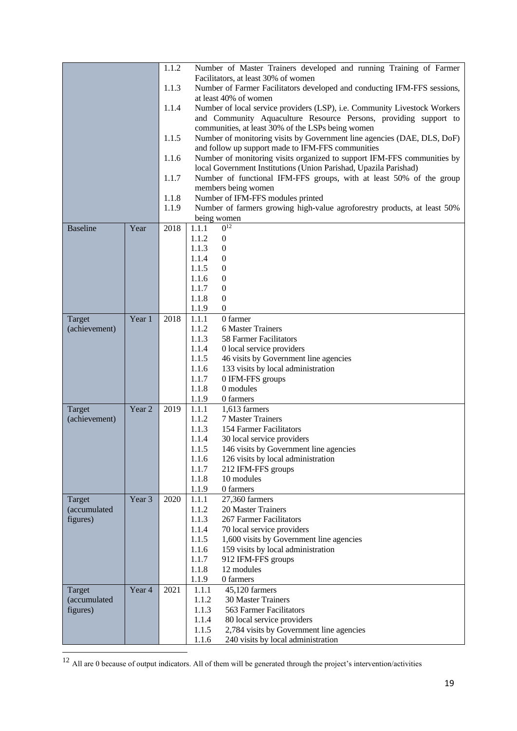| | | | |
|---|---|---|---|
| | | | 1.1.2 Number of Master Trainers developed and running Training of Farmer Facilitators, at least 30% of women<br>1.1.3 Number of Farmer Facilitators developed and conducting IFM-FFS sessions, at least 40% of women<br>1.1.4 Number of local service providers (LSP), i.e. Community Livestock Workers and Community Aquaculture Resource Persons, providing support to communities, at least 30% of the LSPs being women<br>1.1.5 Number of monitoring visits by Government line agencies (DAE, DLS, DoF) and follow up support made to IFM-FFS communities<br>1.1.6 Number of monitoring visits organized to support IFM-FFS communities by local Government Institutions (Union Parishad, Upazila Parishad)<br>1.1.7 Number of functional IFM-FFS groups, with at least 50% of the group members being women<br>1.1.8 Number of IFM-FFS modules printed<br>1.1.9 Number of farmers growing high-value agroforestry products, at least 50% being women |
| Baseline | Year | 2018 | 1.1.1 0[12]<br>1.1.2 0<br>1.1.3 0<br>1.1.4 0<br>1.1.5 0<br>1.1.6 0<br>1.1.7 0<br>1.1.8 0<br>1.1.9 0 |
| Target (achievement) | Year 1 | 2018 | 1.1.1 0 farmer<br>1.1.2 6 Master Trainers<br>1.1.3 58 Farmer Facilitators<br>1.1.4 0 local service providers<br>1.1.5 46 visits by Government line agencies<br>1.1.6 133 visits by local administration<br>1.1.7 0 IFM-FFS groups<br>1.1.8 0 modules<br>1.1.9 0 farmers |
| Target (achievement) | Year 2 | 2019 | 1.1.1 1,613 farmers<br>1.1.2 7 Master Trainers<br>1.1.3 154 Farmer Facilitators<br>1.1.4 30 local service providers<br>1.1.5 146 visits by Government line agencies<br>1.1.6 126 visits by local administration<br>1.1.7 212 IFM-FFS groups<br>1.1.8 10 modules<br>1.1.9 0 farmers |
| Target (accumulated figures) | Year 3 | 2020 | 1.1.1 27,360 farmers<br>1.1.2 20 Master Trainers<br>1.1.3 267 Farmer Facilitators<br>1.1.4 70 local service providers<br>1.1.5 1,600 visits by Government line agencies<br>1.1.6 159 visits by local administration<br>1.1.7 912 IFM-FFS groups<br>1.1.8 12 modules<br>1.1.9 0 farmers |
| Target (accumulated figures) | Year 4 | 2021 | 1.1.1 45,120 farmers<br>1.1.2 30 Master Trainers<br>1.1.3 563 Farmer Facilitators<br>1.1.4 80 local service providers<br>1.1.5 2,784 visits by Government line agencies<br>1.1.6 240 visits by local administration |

[12] All are 0 because of output indicators. All of them will be generated through the project's intervention/activities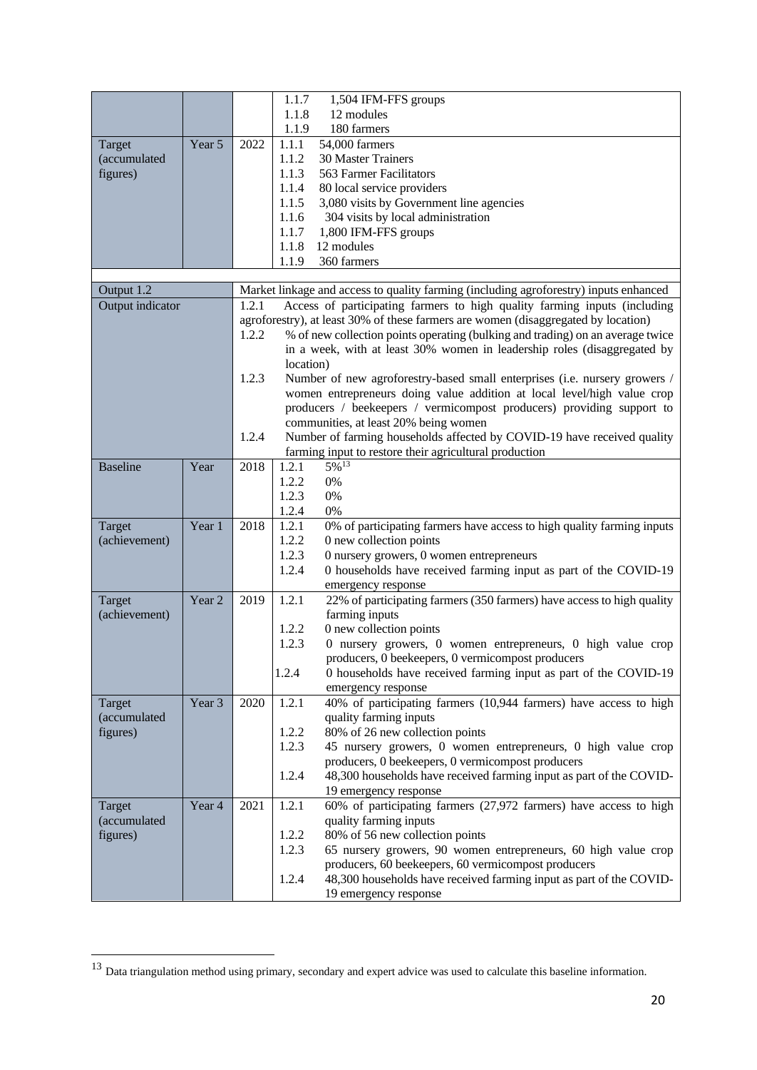| | | | |
|---|---|---|---|
| | | | 1.1.7 1,504 IFM-FFS groups<br>1.1.8 12 modules<br>1.1.9 180 farmers |
| Target (accumulated figures) | Year 5 | 2022 | 1.1.1 54,000 farmers<br>1.1.2 30 Master Trainers<br>1.1.3 563 Farmer Facilitators<br>1.1.4 80 local service providers<br>1.1.5 3,080 visits by Government line agencies<br>1.1.6 304 visits by local administration<br>1.1.7 1,800 IFM-FFS groups<br>1.1.8 12 modules<br>1.1.9 360 farmers |

| | | | |
|---|---|---|---|
| Output 1.2 | | Market linkage and access to quality farming (including agroforestry) inputs enhanced | |
| Output indicator | | 1.2.1 Access of participating farmers to high quality farming inputs (including agroforestry), at least 30% of these farmers are women (disaggregated by location)<br>1.2.2 % of new collection points operating (bulking and trading) on an average twice in a week, with at least 30% women in leadership roles (disaggregated by location)<br>1.2.3 Number of new agroforestry-based small enterprises (i.e. nursery growers / women entrepreneurs doing value addition at local level/high value crop producers / beekeepers / vermicompost producers) providing support to communities, at least 20% being women<br>1.2.4 Number of farming households affected by COVID-19 have received quality farming input to restore their agricultural production | |
| Baseline | Year | 2018 | 1.2.1 5%[13]<br>1.2.2 0%<br>1.2.3 0%<br>1.2.4 0% |
| Target (achievement) | Year 1 | 2018 | 1.2.1 0% of participating farmers have access to high quality farming inputs<br>1.2.2 0 new collection points<br>1.2.3 0 nursery growers, 0 women entrepreneurs<br>1.2.4 0 households have received farming input as part of the COVID-19 emergency response |
| Target (achievement) | Year 2 | 2019 | 1.2.1 22% of participating farmers (350 farmers) have access to high quality farming inputs<br>1.2.2 0 new collection points<br>1.2.3 0 nursery growers, 0 women entrepreneurs, 0 high value crop producers, 0 beekeepers, 0 vermicompost producers<br>1.2.4 0 households have received farming input as part of the COVID-19 emergency response |
| Target (accumulated figures) | Year 3 | 2020 | 1.2.1 40% of participating farmers (10,944 farmers) have access to high quality farming inputs<br>1.2.2 80% of 26 new collection points<br>1.2.3 45 nursery growers, 0 women entrepreneurs, 0 high value crop producers, 0 beekeepers, 0 vermicompost producers<br>1.2.4 48,300 households have received farming input as part of the COVID-19 emergency response |
| Target (accumulated figures) | Year 4 | 2021 | 1.2.1 60% of participating farmers (27,972 farmers) have access to high quality farming inputs<br>1.2.2 80% of 56 new collection points<br>1.2.3 65 nursery growers, 90 women entrepreneurs, 60 high value crop producers, 60 beekeepers, 60 vermicompost producers<br>1.2.4 48,300 households have received farming input as part of the COVID-19 emergency response |

[13] Data triangulation method using primary, secondary and expert advice was used to calculate this baseline information.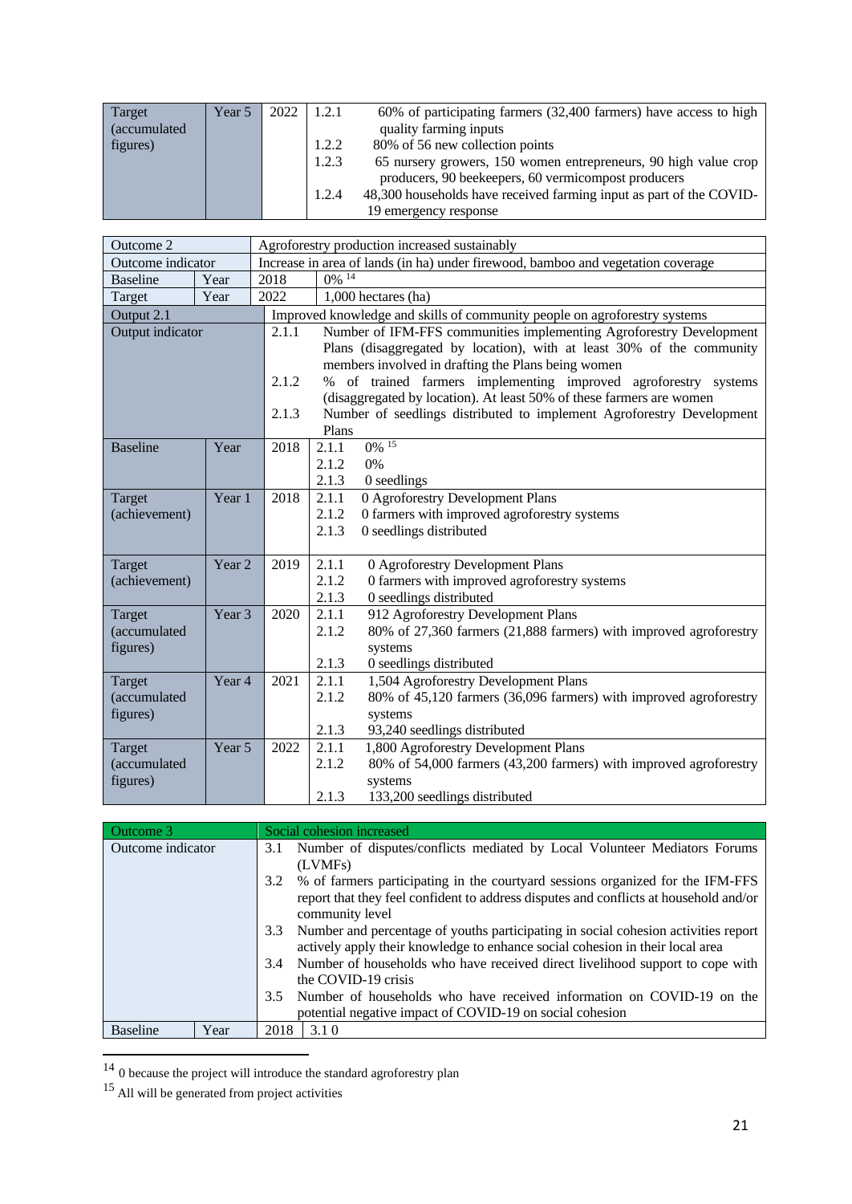| Target (accumulated figures) | Year 5 | 2022 | 1.2.1 | 60% of participating farmers (32,400 farmers) have access to high quality farming inputs |
|---|---|---|---|---|
| | | | 1.2.2 | 80% of 56 new collection points |
| | | | 1.2.3 | 65 nursery growers, 150 women entrepreneurs, 90 high value crop producers, 90 beekeepers, 60 vermicompost producers |
| | | | 1.2.4 | 48,300 households have received farming input as part of the COVID-19 emergency response |

| Outcome 2 | | Agroforestry production increased sustainably | | |
|---|---|---|---|---|
| Outcome indicator | | Increase in area of lands (in ha) under firewood, bamboo and vegetation coverage | | |
| Baseline | Year | 2018 | 0% [14] | |
| Target | Year | 2022 | 1,000 hectares (ha) | |
| Output 2.1 | | Improved knowledge and skills of community people on agroforestry systems | | |
| Output indicator | | 2.1.1 | Number of IFM-FFS communities implementing Agroforestry Development Plans (disaggregated by location), with at least 30% of the community members involved in drafting the Plans being women | |
| | | 2.1.2 | % of trained farmers implementing improved agroforestry systems (disaggregated by location). At least 50% of these farmers are women | |
| | | 2.1.3 | Number of seedlings distributed to implement Agroforestry Development Plans | |
| Baseline | Year | 2018 | 2.1.1 | 0% [15] |
| | | | 2.1.2 | 0% |
| | | | 2.1.3 | 0 seedlings |
| Target (achievement) | Year 1 | 2018 | 2.1.1 | 0 Agroforestry Development Plans |
| | | | 2.1.2 | 0 farmers with improved agroforestry systems |
| | | | 2.1.3 | 0 seedlings distributed |
| Target (achievement) | Year 2 | 2019 | 2.1.1 | 0 Agroforestry Development Plans |
| | | | 2.1.2 | 0 farmers with improved agroforestry systems |
| | | | 2.1.3 | 0 seedlings distributed |
| Target (accumulated figures) | Year 3 | 2020 | 2.1.1 | 912 Agroforestry Development Plans |
| | | | 2.1.2 | 80% of 27,360 farmers (21,888 farmers) with improved agroforestry systems |
| | | | 2.1.3 | 0 seedlings distributed |
| Target (accumulated figures) | Year 4 | 2021 | 2.1.1 | 1,504 Agroforestry Development Plans |
| | | | 2.1.2 | 80% of 45,120 farmers (36,096 farmers) with improved agroforestry systems |
| | | | 2.1.3 | 93,240 seedlings distributed |
| Target (accumulated figures) | Year 5 | 2022 | 2.1.1 | 1,800 Agroforestry Development Plans |
| | | | 2.1.2 | 80% of 54,000 farmers (43,200 farmers) with improved agroforestry systems |
| | | | 2.1.3 | 133,200 seedlings distributed |

| Outcome 3 | | Social cohesion increased | |
|---|---|---|---|
| Outcome indicator | | 3.1 | Number of disputes/conflicts mediated by Local Volunteer Mediators Forums (LVMFs) |
| | | 3.2 | % of farmers participating in the courtyard sessions organized for the IFM-FFS report that they feel confident to address disputes and conflicts at household and/or community level |
| | | 3.3 | Number and percentage of youths participating in social cohesion activities report actively apply their knowledge to enhance social cohesion in their local area |
| | | 3.4 | Number of households who have received direct livelihood support to cope with the COVID-19 crisis |
| | | 3.5 | Number of households who have received information on COVID-19 on the potential negative impact of COVID-19 on social cohesion |
| Baseline | Year | 2018 | 3.1 0 |

[14] 0 because the project will introduce the standard agroforestry plan

[15] All will be generated from project activities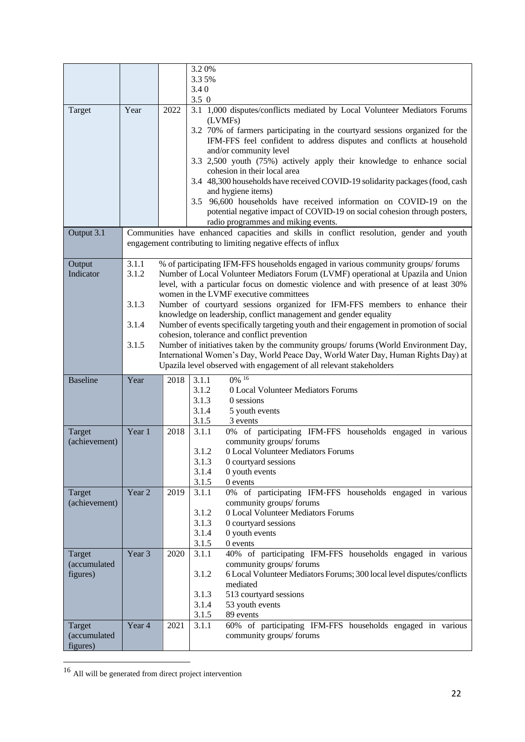| | | | |
|---|---|---|---|
| | | | 3.2 0%<br>3.3 5%<br>3.4 0<br>3.5 0 |
| Target | Year | 2022 | 3.1 1,000 disputes/conflicts mediated by Local Volunteer Mediators Forums (LVMFs)<br>3.2 70% of farmers participating in the courtyard sessions organized for the IFM-FFS feel confident to address disputes and conflicts at household and/or community level<br>3.3 2,500 youth (75%) actively apply their knowledge to enhance social cohesion in their local area<br>3.4 48,300 households have received COVID-19 solidarity packages (food, cash and hygiene items)<br>3.5 96,600 households have received information on COVID-19 on the potential negative impact of COVID-19 on social cohesion through posters, radio programmes and miking events. |
| Output 3.1 | Communities have enhanced capacities and skills in conflict resolution, gender and youth engagement contributing to limiting negative effects of influx | | |
| Output Indicator | 3.1.1 % of participating IFM-FFS households engaged in various community groups/ forums<br>3.1.2 Number of Local Volunteer Mediators Forum (LVMF) operational at Upazila and Union level, with a particular focus on domestic violence and with presence of at least 30% women in the LVMF executive committees<br>3.1.3 Number of courtyard sessions organized for IFM-FFS members to enhance their knowledge on leadership, conflict management and gender equality<br>3.1.4 Number of events specifically targeting youth and their engagement in promotion of social cohesion, tolerance and conflict prevention<br>3.1.5 Number of initiatives taken by the community groups/ forums (World Environment Day, International Women's Day, World Peace Day, World Water Day, Human Rights Day) at Upazila level observed with engagement of all relevant stakeholders | | |
| Baseline | Year | 2018 | 3.1.1 0% [16]<br>3.1.2 0 Local Volunteer Mediators Forums<br>3.1.3 0 sessions<br>3.1.4 5 youth events<br>3.1.5 3 events |
| Target (achievement) | Year 1 | 2018 | 3.1.1 0% of participating IFM-FFS households engaged in various community groups/ forums<br>3.1.2 0 Local Volunteer Mediators Forums<br>3.1.3 0 courtyard sessions<br>3.1.4 0 youth events<br>3.1.5 0 events |
| Target (achievement) | Year 2 | 2019 | 3.1.1 0% of participating IFM-FFS households engaged in various community groups/ forums<br>3.1.2 0 Local Volunteer Mediators Forums<br>3.1.3 0 courtyard sessions<br>3.1.4 0 youth events<br>3.1.5 0 events |
| Target (accumulated figures) | Year 3 | 2020 | 3.1.1 40% of participating IFM-FFS households engaged in various community groups/ forums<br>3.1.2 6 Local Volunteer Mediators Forums; 300 local level disputes/conflicts mediated<br>3.1.3 513 courtyard sessions<br>3.1.4 53 youth events<br>3.1.5 89 events |
| Target (accumulated figures) | Year 4 | 2021 | 3.1.1 60% of participating IFM-FFS households engaged in various community groups/ forums |

[16] All will be generated from direct project intervention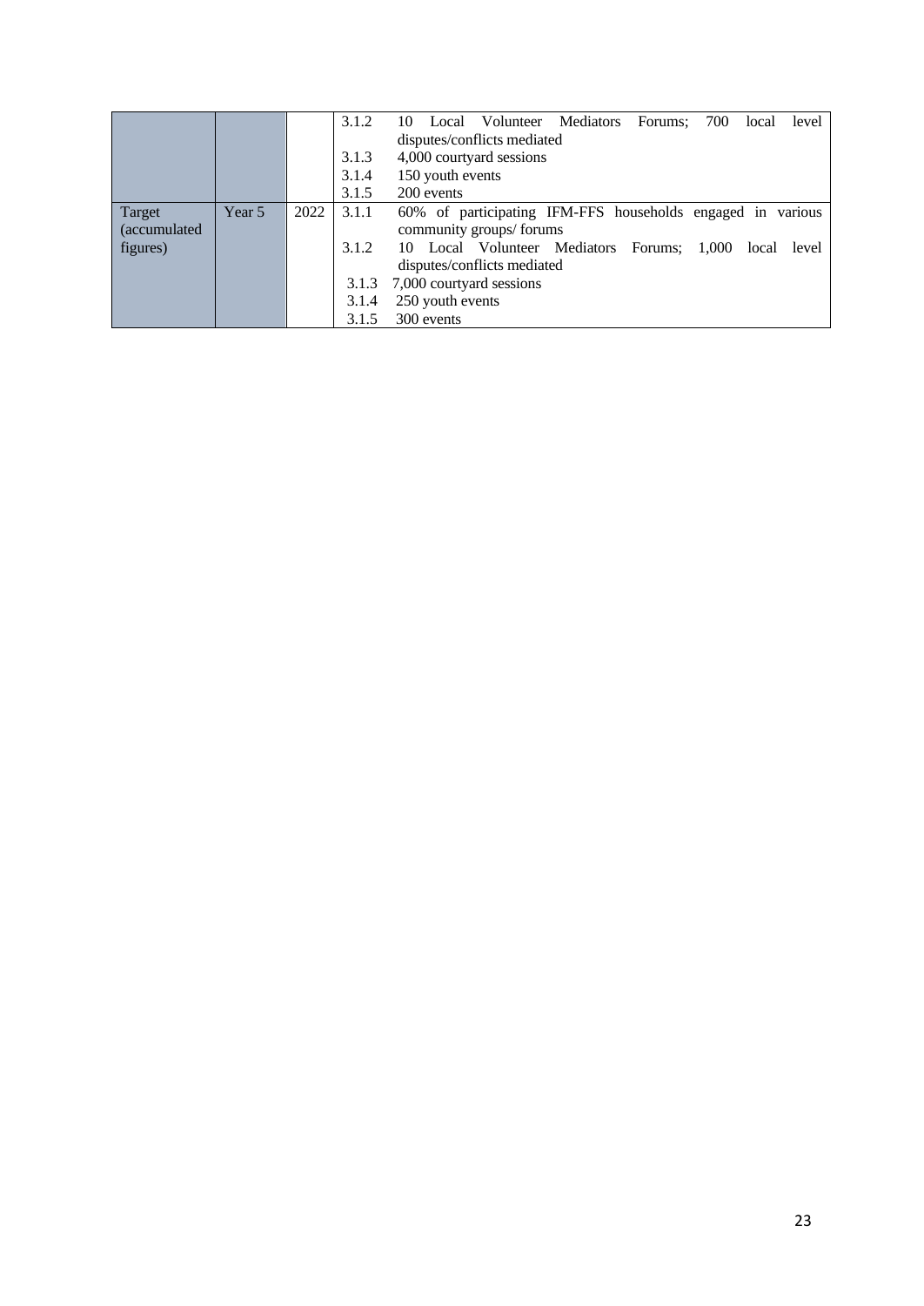| | | | | |
|---|---|---|---|---|
| | | | 3.1.2 | 10 Local Volunteer Mediators Forums; 700 local level disputes/conflicts mediated |
| | | | 3.1.3 | 4,000 courtyard sessions |
| | | | 3.1.4 | 150 youth events |
| | | | 3.1.5 | 200 events |
| Target (accumulated figures) | Year 5 | 2022 | 3.1.1 | 60% of participating IFM-FFS households engaged in various community groups/ forums |
| | | | 3.1.2 | 10 Local Volunteer Mediators Forums; 1,000 local level disputes/conflicts mediated |
| | | | 3.1.3 | 7,000 courtyard sessions |
| | | | 3.1.4 | 250 youth events |
| | | | 3.1.5 | 300 events |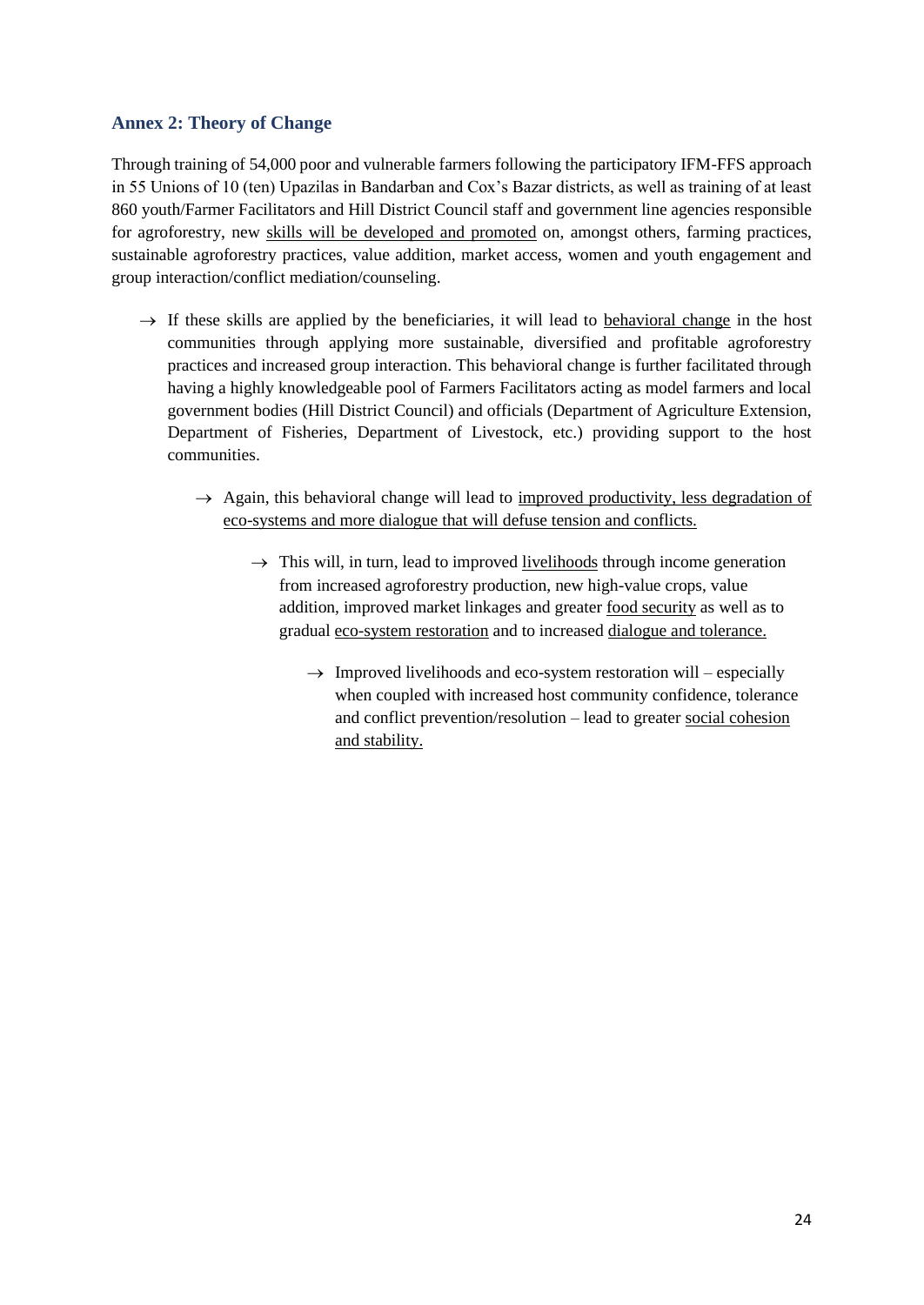## Annex 2: Theory of Change

Through training of 54,000 poor and vulnerable farmers following the participatory IFM-FFS approach in 55 Unions of 10 (ten) Upazilas in Bandarban and Cox's Bazar districts, as well as training of at least 860 youth/Farmer Facilitators and Hill District Council staff and government line agencies responsible for agroforestry, new <u>skills will be developed and promoted</u> on, amongst others, farming practices, sustainable agroforestry practices, value addition, market access, women and youth engagement and group interaction/conflict mediation/counseling.

- → If these skills are applied by the beneficiaries, it will lead to <u>behavioral change</u> in the host communities through applying more sustainable, diversified and profitable agroforestry practices and increased group interaction. This behavioral change is further facilitated through having a highly knowledgeable pool of Farmers Facilitators acting as model farmers and local government bodies (Hill District Council) and officials (Department of Agriculture Extension, Department of Fisheries, Department of Livestock, etc.) providing support to the host communities.
  - → Again, this behavioral change will lead to <u>improved productivity, less degradation of eco-systems and more dialogue that will defuse tension and conflicts.</u>
    - → This will, in turn, lead to improved <u>livelihoods</u> through income generation from increased agroforestry production, new high-value crops, value addition, improved market linkages and greater <u>food security</u> as well as to gradual <u>eco-system restoration</u> and to increased <u>dialogue and tolerance.</u>
      - → Improved livelihoods and eco-system restoration will – especially when coupled with increased host community confidence, tolerance and conflict prevention/resolution – lead to greater <u>social cohesion and stability.</u>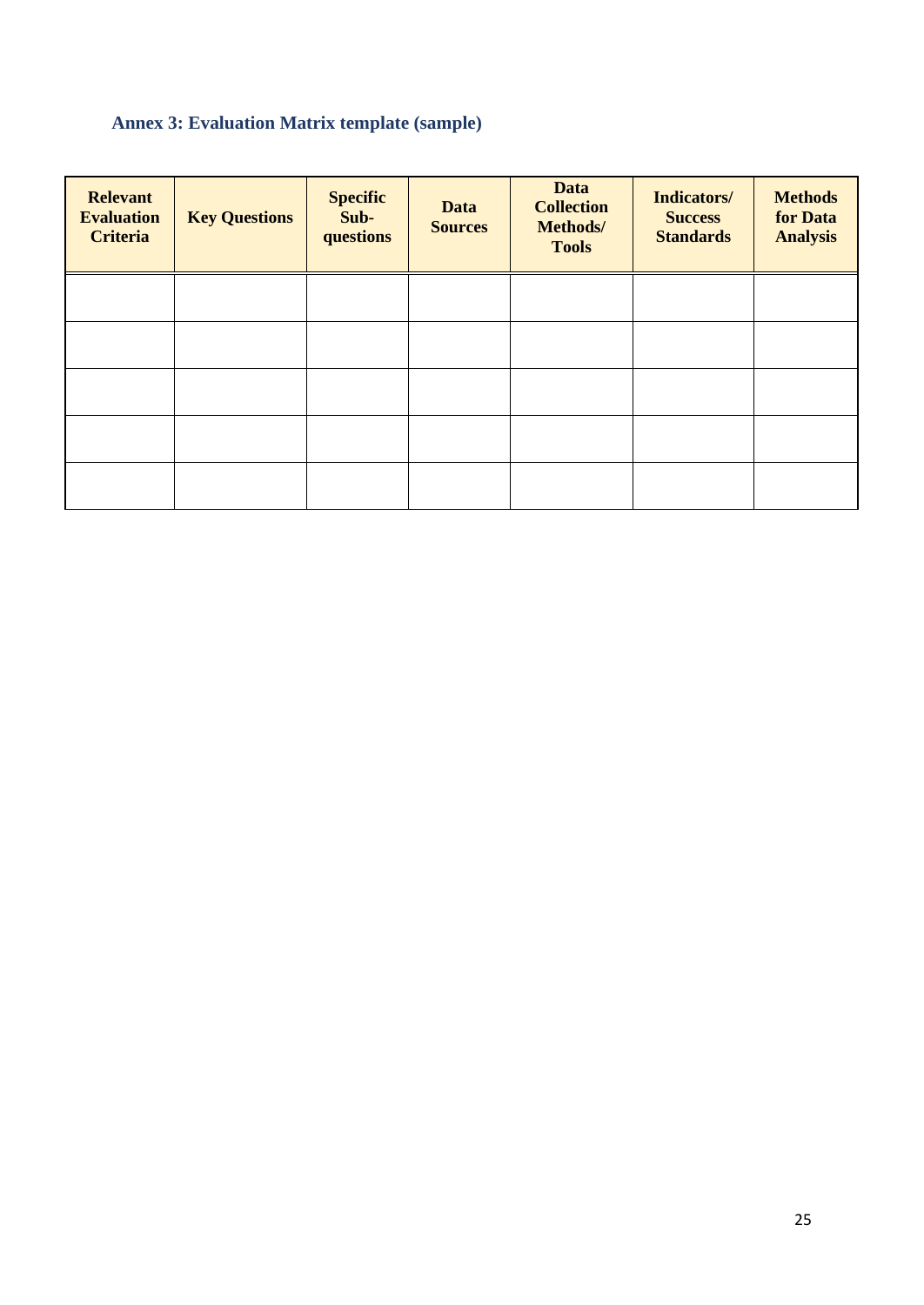## Annex 3: Evaluation Matrix template (sample)

| Relevant Evaluation Criteria | Key Questions | Specific Sub-questions | Data Sources | Data Collection Methods/ Tools | Indicators/ Success Standards | Methods for Data Analysis |
|---|---|---|---|---|---|---|
| | | | | | | |
| | | | | | | |
| | | | | | | |
| | | | | | | |
| | | | | | | |